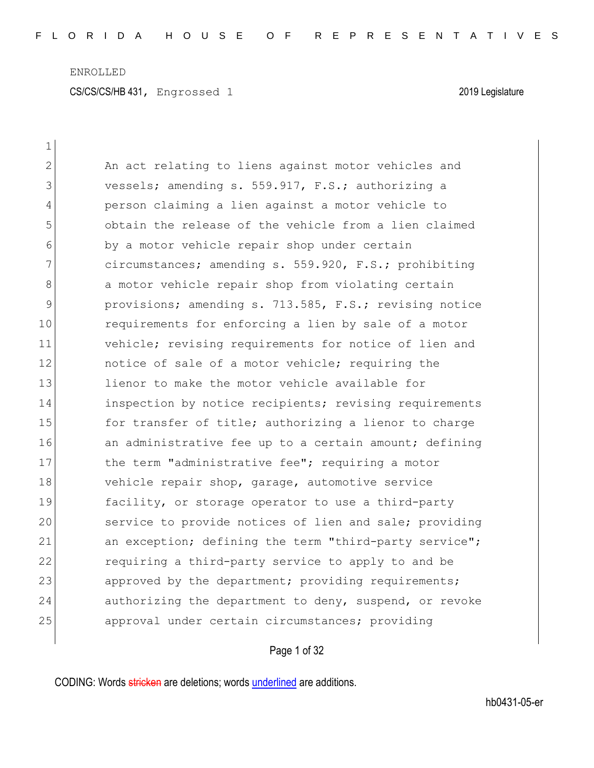ENROLLED

CS/CS/CS/HB 431, Engrossed 1 2019 Legislature

An act relating to liens against motor vehicles and vessels; amending s. 559.917, F.S.; authorizing a person claiming a lien against a motor vehicle to obtain the release of the vehicle from a lien claimed by a motor vehicle repair shop under certain circumstances; amending s. 559.920, F.S.; prohibiting a motor vehicle repair shop from violating certain provisions; amending s. 713.585, F.S.; revising notice requirements for enforcing a lien by sale of a motor vehicle; revising requirements for notice of lien and notice of sale of a motor vehicle; requiring the lienor to make the motor vehicle available for inspection by notice recipients; revising requirements for transfer of title; authorizing a lienor to charge an administrative fee up to a certain amount; defining the term "administrative fee"; requiring a motor vehicle repair shop, garage, automotive service facility, or storage operator to use a third-party service to provide notices of lien and sale; providing an exception; defining the term "third-party service"; requiring a third-party service to apply to and be approved by the department; providing requirements; authorizing the department to deny, suspend, or revoke approval under certain circumstances; providing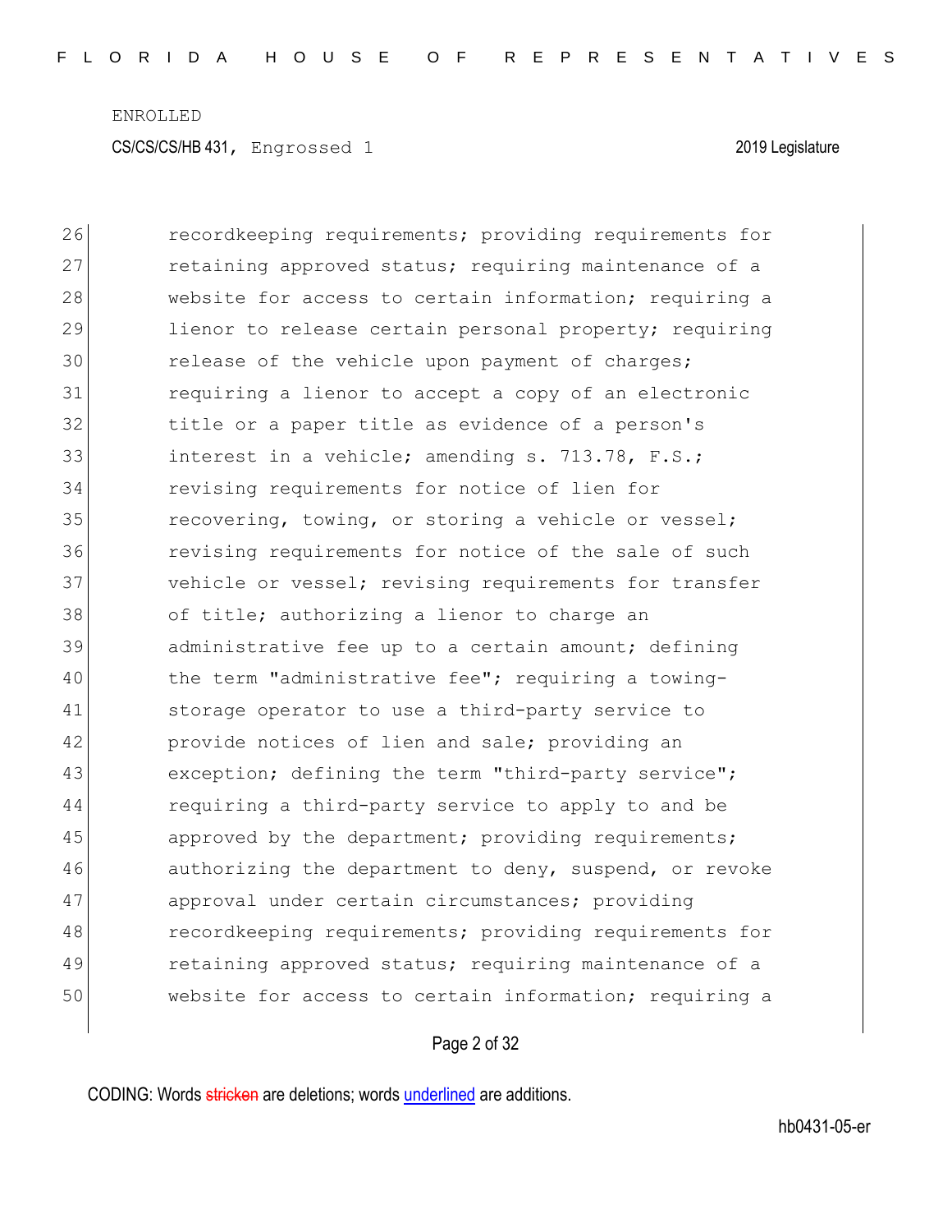ENROLLED

CS/CS/CS/HB 431, Engrossed 1 2019 Legislature

26 recordkeeping requirements; providing requirements for
27 retaining approved status; requiring maintenance of a
28 website for access to certain information; requiring a
29 lienor to release certain personal property; requiring
30 release of the vehicle upon payment of charges;
31 requiring a lienor to accept a copy of an electronic
32 title or a paper title as evidence of a person's
33 interest in a vehicle; amending s. 713.78, F.S.;
34 revising requirements for notice of lien for
35 recovering, towing, or storing a vehicle or vessel;
36 revising requirements for notice of the sale of such
37 vehicle or vessel; revising requirements for transfer
38 of title; authorizing a lienor to charge an
39 administrative fee up to a certain amount; defining
40 the term "administrative fee"; requiring a towing-
41 storage operator to use a third-party service to
42 provide notices of lien and sale; providing an
43 exception; defining the term "third-party service";
44 requiring a third-party service to apply to and be
45 approved by the department; providing requirements;
46 authorizing the department to deny, suspend, or revoke
47 approval under certain circumstances; providing
48 recordkeeping requirements; providing requirements for
49 retaining approved status; requiring maintenance of a
50 website for access to certain information; requiring a

CODING: Words stricken are deletions; words underlined are additions.

hb0431-05-er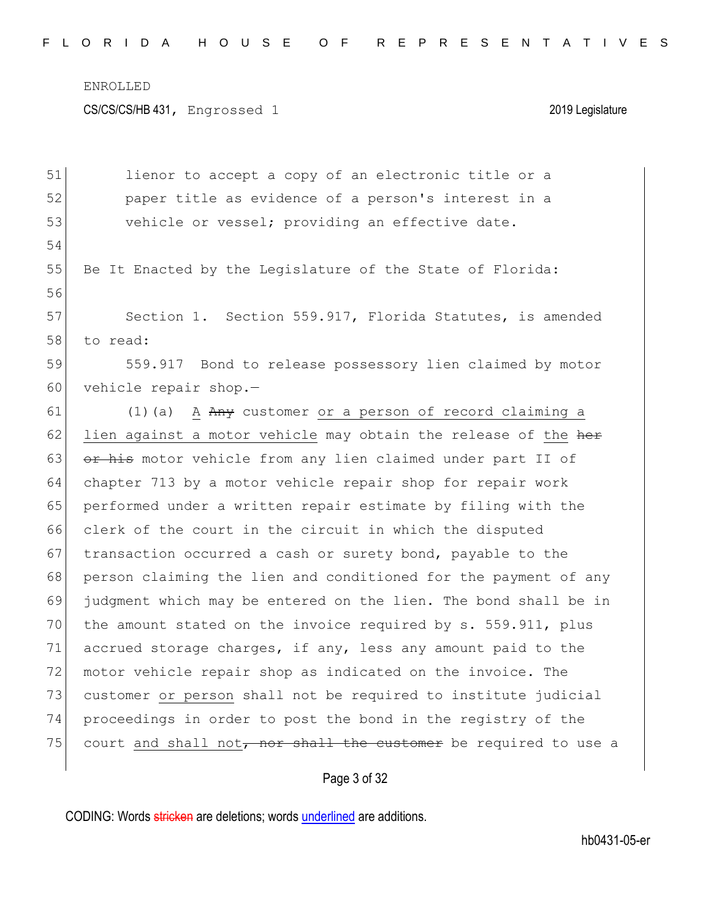lienor to accept a copy of an electronic title or a paper title as evidence of a person's interest in a vehicle or vessel; providing an effective date.

Be It Enacted by the Legislature of the State of Florida:

Section 1. Section 559.917, Florida Statutes, is amended to read:

559.917 Bond to release possessory lien claimed by motor vehicle repair shop.—

(1)(a) A ~~Any~~ customer or a person of record claiming a lien against a motor vehicle may obtain the release of the ~~her or his~~ motor vehicle from any lien claimed under part II of chapter 713 by a motor vehicle repair shop for repair work performed under a written repair estimate by filing with the clerk of the court in the circuit in which the disputed transaction occurred a cash or surety bond, payable to the person claiming the lien and conditioned for the payment of any judgment which may be entered on the lien. The bond shall be in the amount stated on the invoice required by s. 559.911, plus accrued storage charges, if any, less any amount paid to the motor vehicle repair shop as indicated on the invoice. The customer or person shall not be required to institute judicial proceedings in order to post the bond in the registry of the court and shall not~~, nor shall the customer~~ be required to use a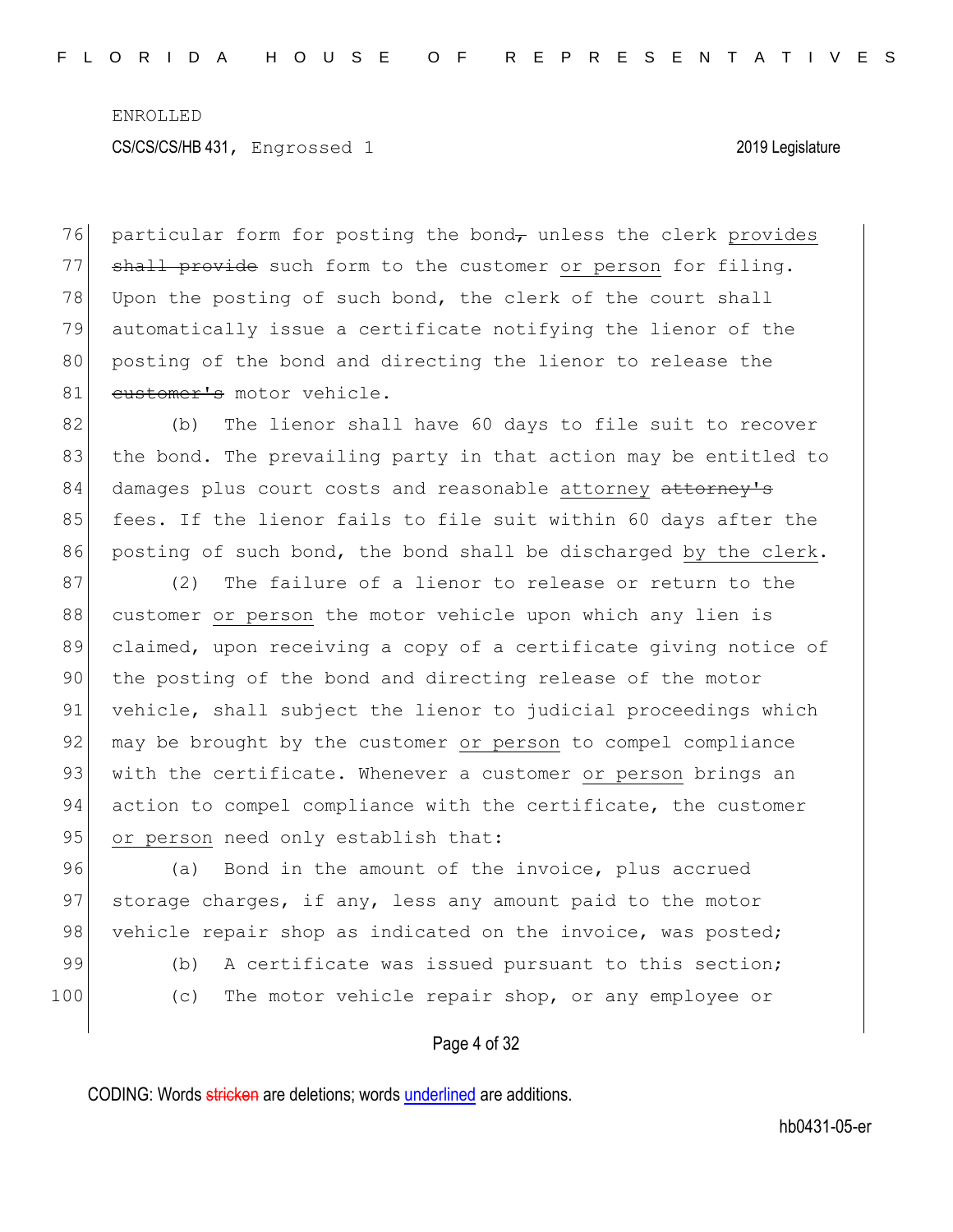particular form for posting the bond~~,~~ unless the clerk <u>provides</u> ~~shall provide~~ such form to the customer <u>or person</u> for filing. Upon the posting of such bond, the clerk of the court shall automatically issue a certificate notifying the lienor of the posting of the bond and directing the lienor to release the ~~customer's~~ motor vehicle.

(b) The lienor shall have 60 days to file suit to recover the bond. The prevailing party in that action may be entitled to damages plus court costs and reasonable <u>attorney</u> ~~attorney's~~ fees. If the lienor fails to file suit within 60 days after the posting of such bond, the bond shall be discharged <u>by the clerk</u>.

(2) The failure of a lienor to release or return to the customer <u>or person</u> the motor vehicle upon which any lien is claimed, upon receiving a copy of a certificate giving notice of the posting of the bond and directing release of the motor vehicle, shall subject the lienor to judicial proceedings which may be brought by the customer <u>or person</u> to compel compliance with the certificate. Whenever a customer <u>or person</u> brings an action to compel compliance with the certificate, the customer <u>or person</u> need only establish that:

(a) Bond in the amount of the invoice, plus accrued storage charges, if any, less any amount paid to the motor vehicle repair shop as indicated on the invoice, was posted;

(b) A certificate was issued pursuant to this section;

(c) The motor vehicle repair shop, or any employee or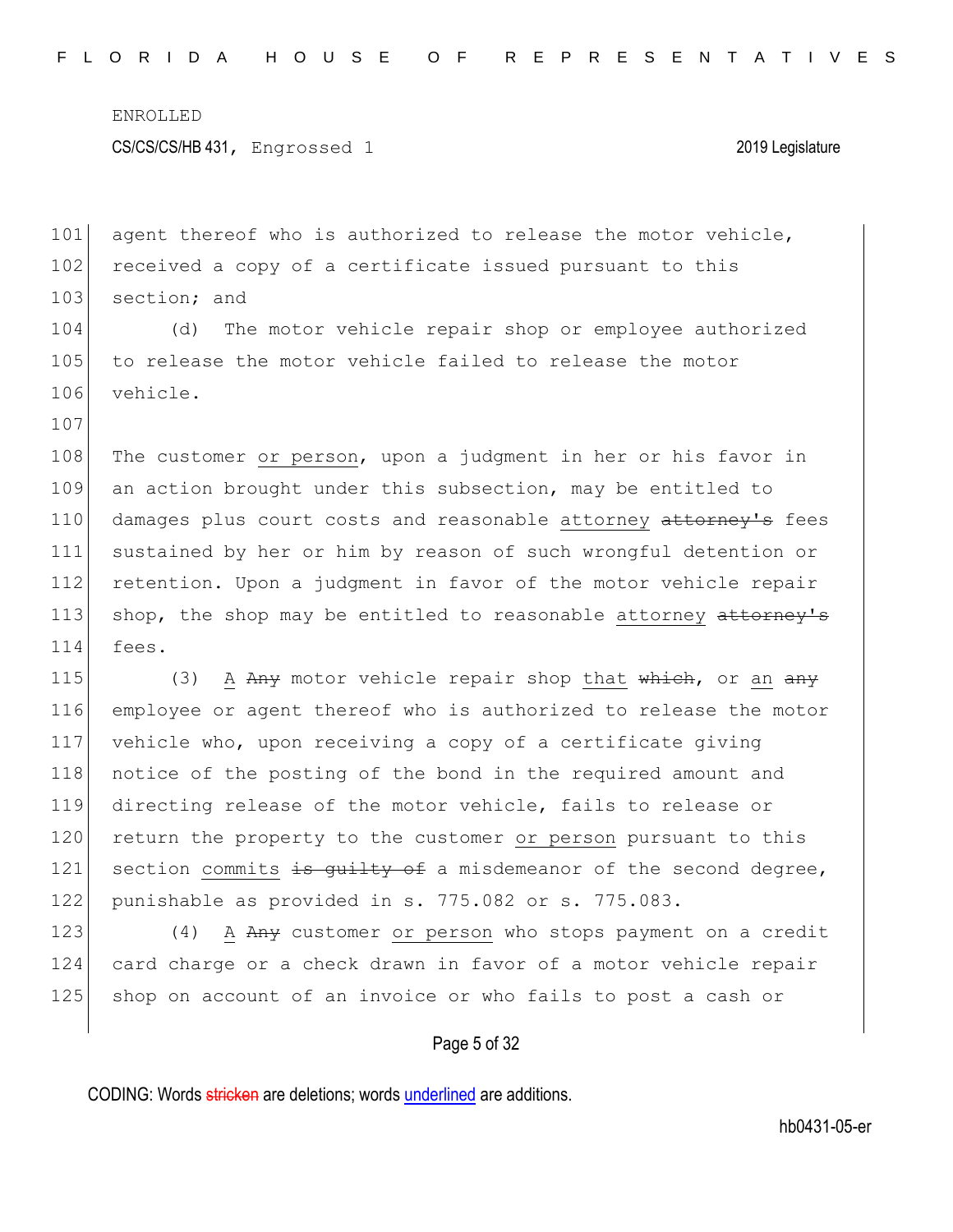agent thereof who is authorized to release the motor vehicle, received a copy of a certificate issued pursuant to this section; and

(d) The motor vehicle repair shop or employee authorized to release the motor vehicle failed to release the motor vehicle.

The customer or person, upon a judgment in her or his favor in an action brought under this subsection, may be entitled to damages plus court costs and reasonable attorney ~~attorney's~~ fees sustained by her or him by reason of such wrongful detention or retention. Upon a judgment in favor of the motor vehicle repair shop, the shop may be entitled to reasonable attorney ~~attorney's~~ fees.

(3) A ~~Any~~ motor vehicle repair shop that ~~which~~, or an ~~any~~ employee or agent thereof who is authorized to release the motor vehicle who, upon receiving a copy of a certificate giving notice of the posting of the bond in the required amount and directing release of the motor vehicle, fails to release or return the property to the customer or person pursuant to this section commits ~~is guilty of~~ a misdemeanor of the second degree, punishable as provided in s. 775.082 or s. 775.083.

(4) A ~~Any~~ customer or person who stops payment on a credit card charge or a check drawn in favor of a motor vehicle repair shop on account of an invoice or who fails to post a cash or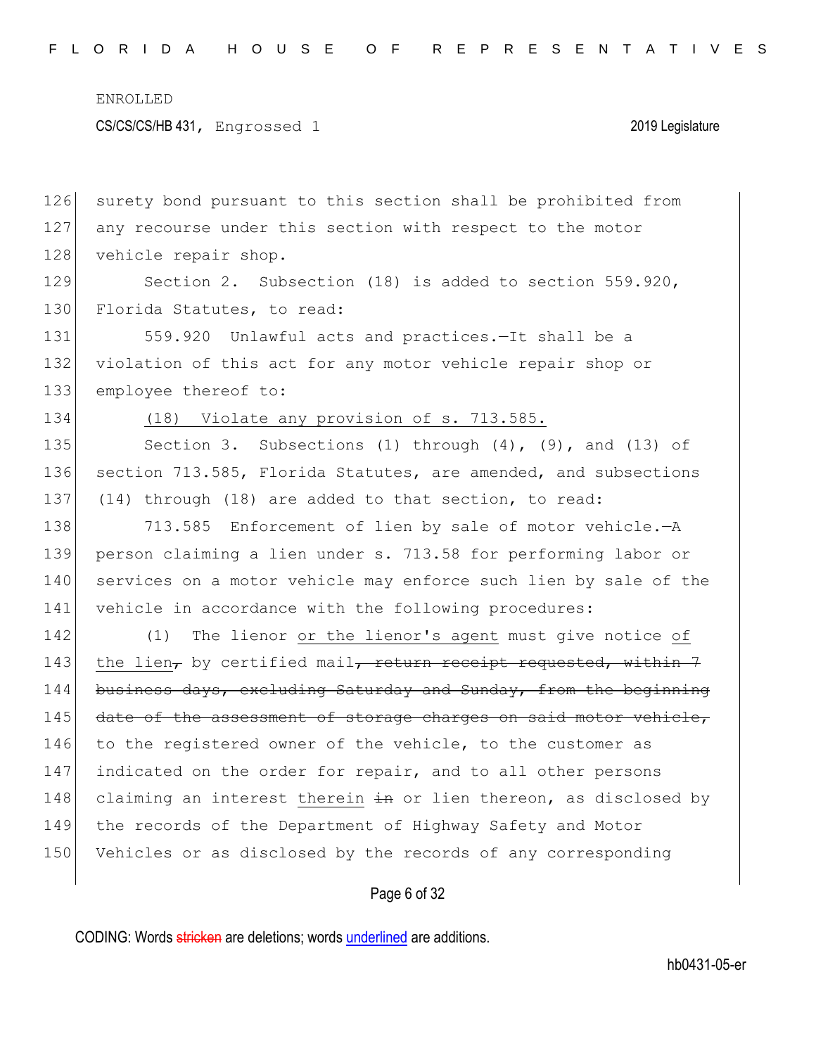126 surety bond pursuant to this section shall be prohibited from
127 any recourse under this section with respect to the motor
128 vehicle repair shop.

129 Section 2. Subsection (18) is added to section 559.920,
130 Florida Statutes, to read:

131 559.920 Unlawful acts and practices.—It shall be a
132 violation of this act for any motor vehicle repair shop or
133 employee thereof to:

134 <u>(18) Violate any provision of s. 713.585.</u>

135 Section 3. Subsections (1) through (4), (9), and (13) of
136 section 713.585, Florida Statutes, are amended, and subsections
137 (14) through (18) are added to that section, to read:

138 713.585 Enforcement of lien by sale of motor vehicle.—A
139 person claiming a lien under s. 713.58 for performing labor or
140 services on a motor vehicle may enforce such lien by sale of the
141 vehicle in accordance with the following procedures:

142 (1) The lienor <u>or the lienor's agent</u> must give notice <u>of</u>
143 <u>the lien</u>~~,~~ by certified mail~~, return receipt requested, within 7~~
144 ~~business days, excluding Saturday and Sunday, from the beginning~~
145 ~~date of the assessment of storage charges on said motor vehicle,~~
146 to the registered owner of the vehicle, to the customer as
147 indicated on the order for repair, and to all other persons
148 claiming an interest <u>therein</u> ~~in~~ or lien thereon, as disclosed by
149 the records of the Department of Highway Safety and Motor
150 Vehicles or as disclosed by the records of any corresponding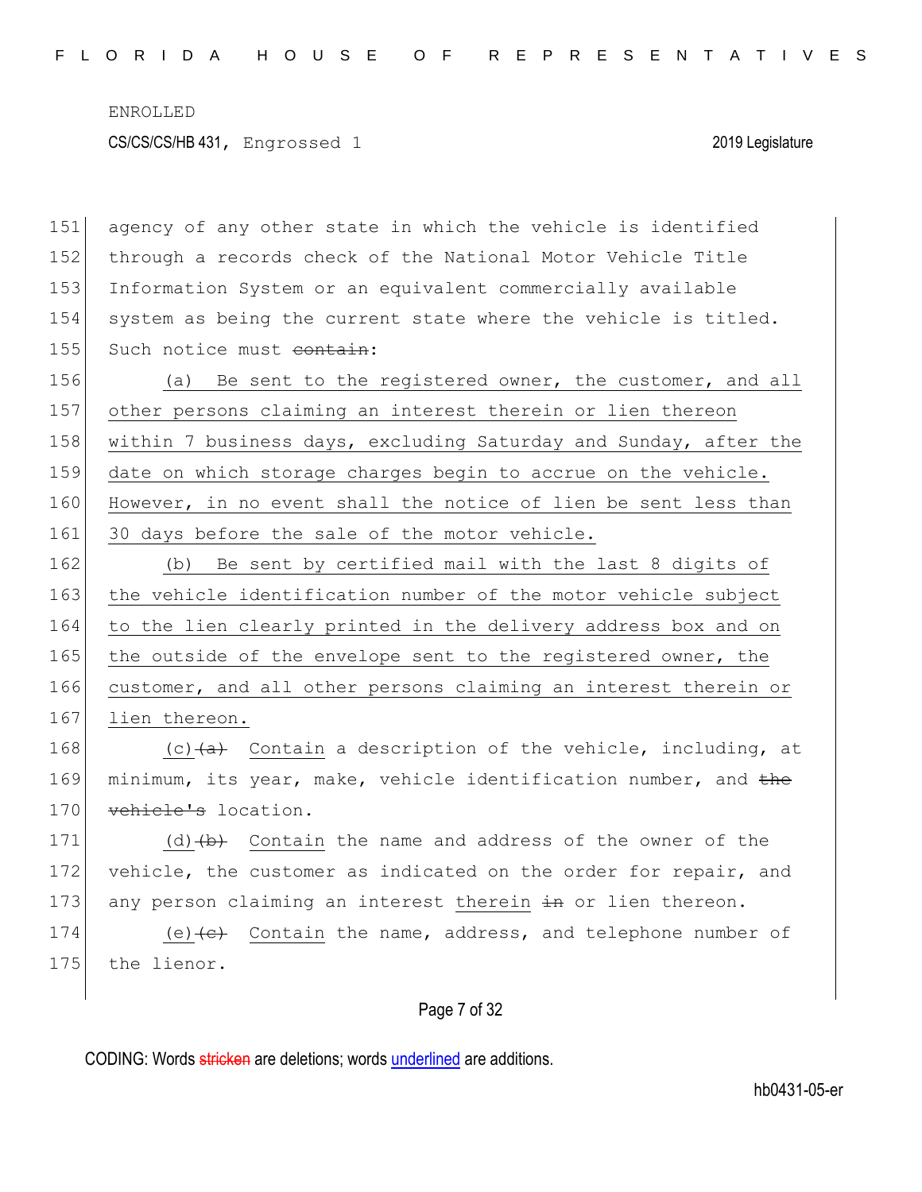agency of any other state in which the vehicle is identified through a records check of the National Motor Vehicle Title Information System or an equivalent commercially available system as being the current state where the vehicle is titled. Such notice must ~~contain~~:

(a) Be sent to the registered owner, the customer, and all other persons claiming an interest therein or lien thereon within 7 business days, excluding Saturday and Sunday, after the date on which storage charges begin to accrue on the vehicle. However, in no event shall the notice of lien be sent less than 30 days before the sale of the motor vehicle.

(b) Be sent by certified mail with the last 8 digits of the vehicle identification number of the motor vehicle subject to the lien clearly printed in the delivery address box and on the outside of the envelope sent to the registered owner, the customer, and all other persons claiming an interest therein or lien thereon.

(c) ~~(a)~~ Contain a description of the vehicle, including, at minimum, its year, make, vehicle identification number, and ~~the vehicle's~~ location.

(d) ~~(b)~~ Contain the name and address of the owner of the vehicle, the customer as indicated on the order for repair, and any person claiming an interest therein ~~in~~ or lien thereon.

(e) ~~(c)~~ Contain the name, address, and telephone number of the lienor.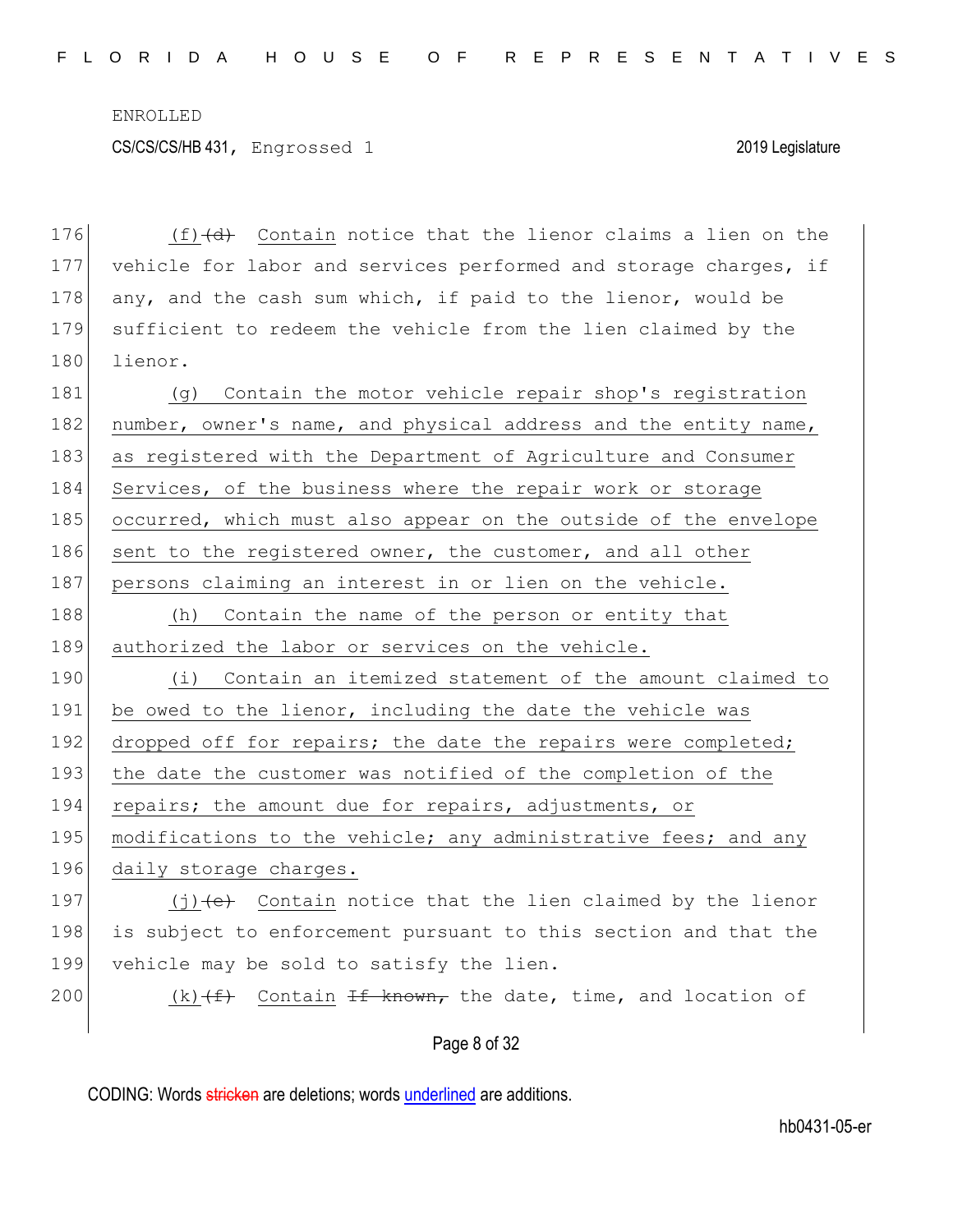(f) ~~(d)~~ Contain notice that the lienor claims a lien on the vehicle for labor and services performed and storage charges, if any, and the cash sum which, if paid to the lienor, would be sufficient to redeem the vehicle from the lien claimed by the lienor.

(g) Contain the motor vehicle repair shop's registration number, owner's name, and physical address and the entity name, as registered with the Department of Agriculture and Consumer Services, of the business where the repair work or storage occurred, which must also appear on the outside of the envelope sent to the registered owner, the customer, and all other persons claiming an interest in or lien on the vehicle.

(h) Contain the name of the person or entity that authorized the labor or services on the vehicle.

(i) Contain an itemized statement of the amount claimed to be owed to the lienor, including the date the vehicle was dropped off for repairs; the date the repairs were completed; the date the customer was notified of the completion of the repairs; the amount due for repairs, adjustments, or modifications to the vehicle; any administrative fees; and any daily storage charges.

(j) ~~(e)~~ Contain notice that the lien claimed by the lienor is subject to enforcement pursuant to this section and that the vehicle may be sold to satisfy the lien.

(k) ~~(f)~~ Contain ~~If known,~~ the date, time, and location of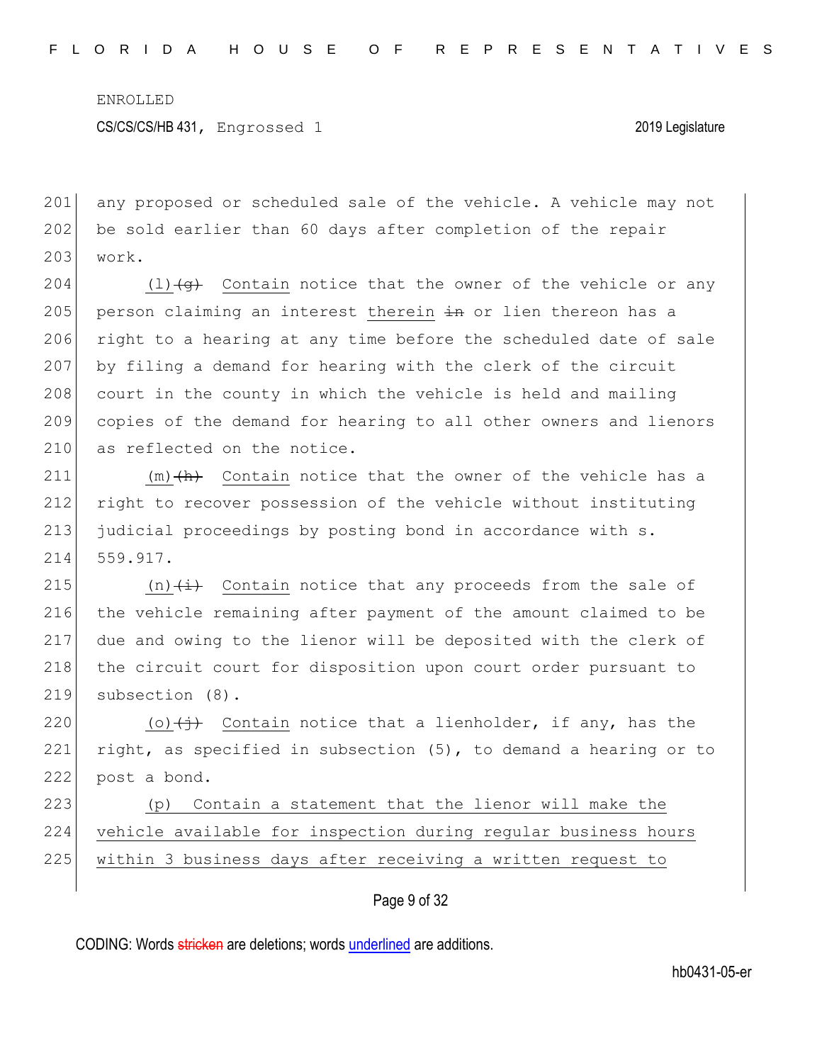ENROLLED

CS/CS/CS/HB 431, Engrossed 1 2019 Legislature

201 any proposed or scheduled sale of the vehicle. A vehicle may not
202 be sold earlier than 60 days after completion of the repair
203 work.

204 (l) ~~(g)~~ Contain notice that the owner of the vehicle or any
205 person claiming an interest therein ~~in~~ or lien thereon has a
206 right to a hearing at any time before the scheduled date of sale
207 by filing a demand for hearing with the clerk of the circuit
208 court in the county in which the vehicle is held and mailing
209 copies of the demand for hearing to all other owners and lienors
210 as reflected on the notice.

211 (m) ~~(h)~~ Contain notice that the owner of the vehicle has a
212 right to recover possession of the vehicle without instituting
213 judicial proceedings by posting bond in accordance with s.
214 559.917.

215 (n) ~~(i)~~ Contain notice that any proceeds from the sale of
216 the vehicle remaining after payment of the amount claimed to be
217 due and owing to the lienor will be deposited with the clerk of
218 the circuit court for disposition upon court order pursuant to
219 subsection (8).

220 (o) ~~(j)~~ Contain notice that a lienholder, if any, has the
221 right, as specified in subsection (5), to demand a hearing or to
222 post a bond.

223 (p) Contain a statement that the lienor will make the
224 vehicle available for inspection during regular business hours
225 within 3 business days after receiving a written request to

CODING: Words ~~stricken~~ are deletions; words underlined are additions.

hb0431-05-er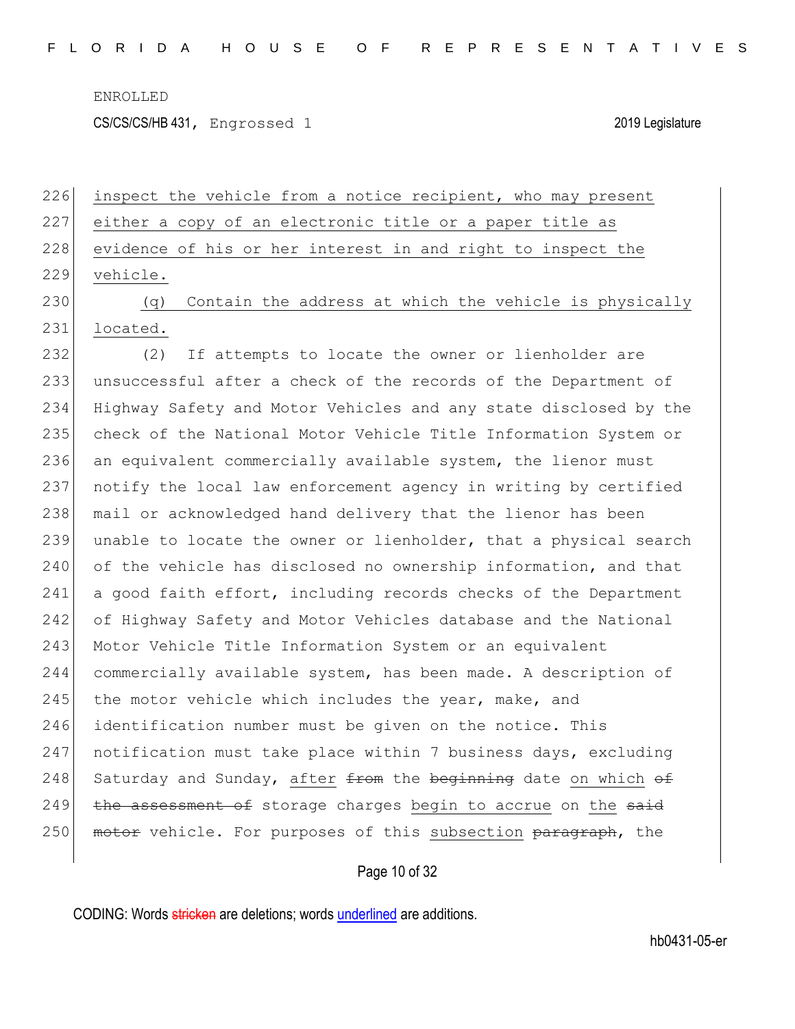inspect the vehicle from a notice recipient, who may present either a copy of an electronic title or a paper title as evidence of his or her interest in and right to inspect the vehicle.

(q) Contain the address at which the vehicle is physically located.

(2) If attempts to locate the owner or lienholder are unsuccessful after a check of the records of the Department of Highway Safety and Motor Vehicles and any state disclosed by the check of the National Motor Vehicle Title Information System or an equivalent commercially available system, the lienor must notify the local law enforcement agency in writing by certified mail or acknowledged hand delivery that the lienor has been unable to locate the owner or lienholder, that a physical search of the vehicle has disclosed no ownership information, and that a good faith effort, including records checks of the Department of Highway Safety and Motor Vehicles database and the National Motor Vehicle Title Information System or an equivalent commercially available system, has been made. A description of the motor vehicle which includes the year, make, and identification number must be given on the notice. This notification must take place within 7 business days, excluding Saturday and Sunday, after ~~from~~ the ~~beginning~~ date on which ~~of the assessment of~~ storage charges begin to accrue on the ~~said motor~~ vehicle. For purposes of this subsection ~~paragraph~~, the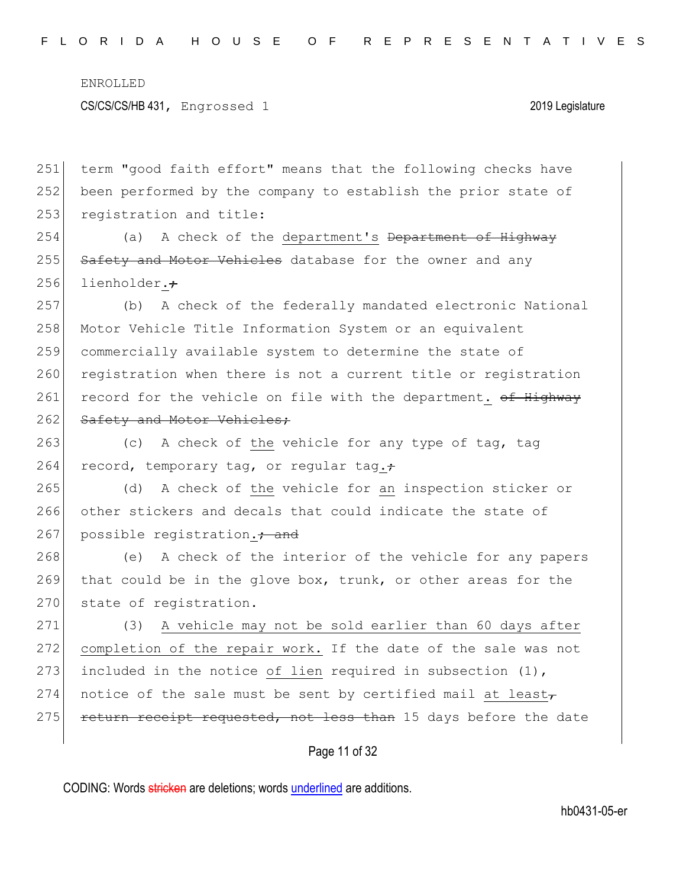ENROLLED

CS/CS/CS/HB 431, Engrossed 1 2019 Legislature

251 term "good faith effort" means that the following checks have
252 been performed by the company to establish the prior state of
253 registration and title:

254 (a) A check of the department's ~~Department of Highway~~
255 ~~Safety and Motor Vehicles~~ database for the owner and any
256 lienholder.~~;~~

257 (b) A check of the federally mandated electronic National
258 Motor Vehicle Title Information System or an equivalent
259 commercially available system to determine the state of
260 registration when there is not a current title or registration
261 record for the vehicle on file with the department. ~~of Highway~~
262 ~~Safety and Motor Vehicles;~~

263 (c) A check of the vehicle for any type of tag, tag
264 record, temporary tag, or regular tag.~~;~~

265 (d) A check of the vehicle for an inspection sticker or
266 other stickers and decals that could indicate the state of
267 possible registration.~~; and~~

268 (e) A check of the interior of the vehicle for any papers
269 that could be in the glove box, trunk, or other areas for the
270 state of registration.

271 (3) A vehicle may not be sold earlier than 60 days after
272 completion of the repair work. If the date of the sale was not
273 included in the notice of lien required in subsection (1),
274 notice of the sale must be sent by certified mail at least~~,~~
275 ~~return receipt requested, not less than~~ 15 days before the date

CODING: Words ~~stricken~~ are deletions; words underlined are additions.

hb0431-05-er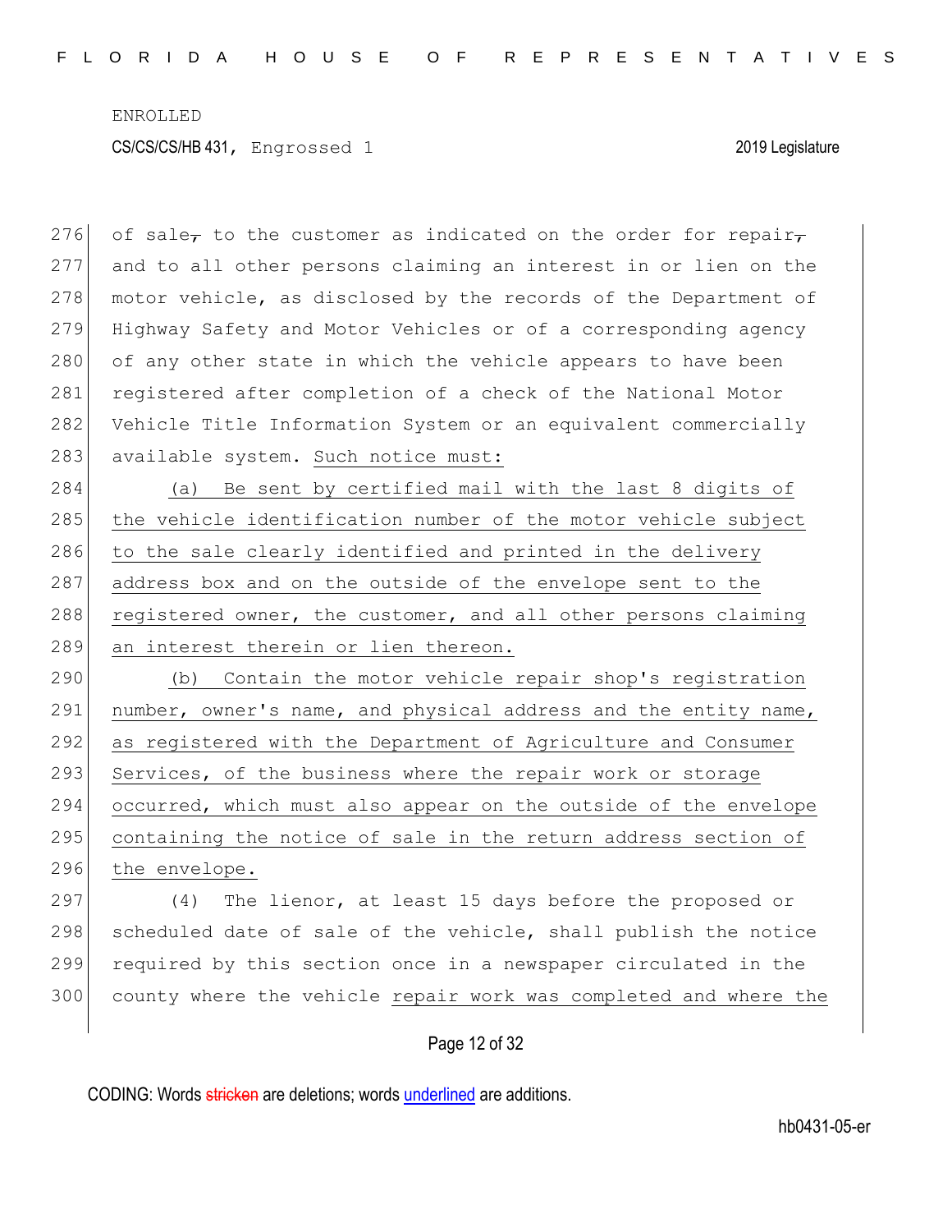of sale~~,~~ to the customer as indicated on the order for repair~~,~~ and to all other persons claiming an interest in or lien on the motor vehicle, as disclosed by the records of the Department of Highway Safety and Motor Vehicles or of a corresponding agency of any other state in which the vehicle appears to have been registered after completion of a check of the National Motor Vehicle Title Information System or an equivalent commercially available system. <u>Such notice must:</u>

<u>(a) Be sent by certified mail with the last 8 digits of the vehicle identification number of the motor vehicle subject to the sale clearly identified and printed in the delivery address box and on the outside of the envelope sent to the registered owner, the customer, and all other persons claiming an interest therein or lien thereon.</u>

<u>(b) Contain the motor vehicle repair shop's registration number, owner's name, and physical address and the entity name, as registered with the Department of Agriculture and Consumer Services, of the business where the repair work or storage occurred, which must also appear on the outside of the envelope containing the notice of sale in the return address section of the envelope.</u>

(4) The lienor, at least 15 days before the proposed or scheduled date of sale of the vehicle, shall publish the notice required by this section once in a newspaper circulated in the county where the vehicle <u>repair work was completed and where the</u>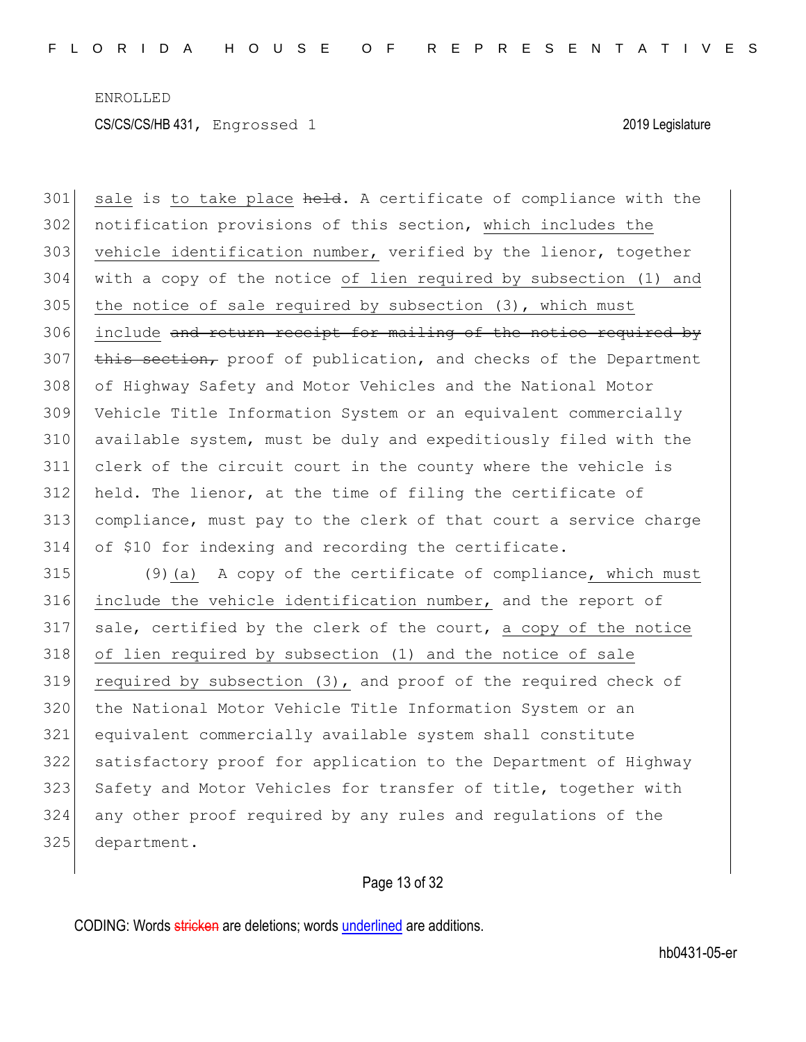sale is to take place held. A certificate of compliance with the notification provisions of this section, which includes the vehicle identification number, verified by the lienor, together with a copy of the notice of lien required by subsection (1) and the notice of sale required by subsection (3), which must include and return receipt for mailing of the notice required by this section, proof of publication, and checks of the Department of Highway Safety and Motor Vehicles and the National Motor Vehicle Title Information System or an equivalent commercially available system, must be duly and expeditiously filed with the clerk of the circuit court in the county where the vehicle is held. The lienor, at the time of filing the certificate of compliance, must pay to the clerk of that court a service charge of $10 for indexing and recording the certificate.

(9)(a) A copy of the certificate of compliance, which must include the vehicle identification number, and the report of sale, certified by the clerk of the court, a copy of the notice of lien required by subsection (1) and the notice of sale required by subsection (3), and proof of the required check of the National Motor Vehicle Title Information System or an equivalent commercially available system shall constitute satisfactory proof for application to the Department of Highway Safety and Motor Vehicles for transfer of title, together with any other proof required by any rules and regulations of the department.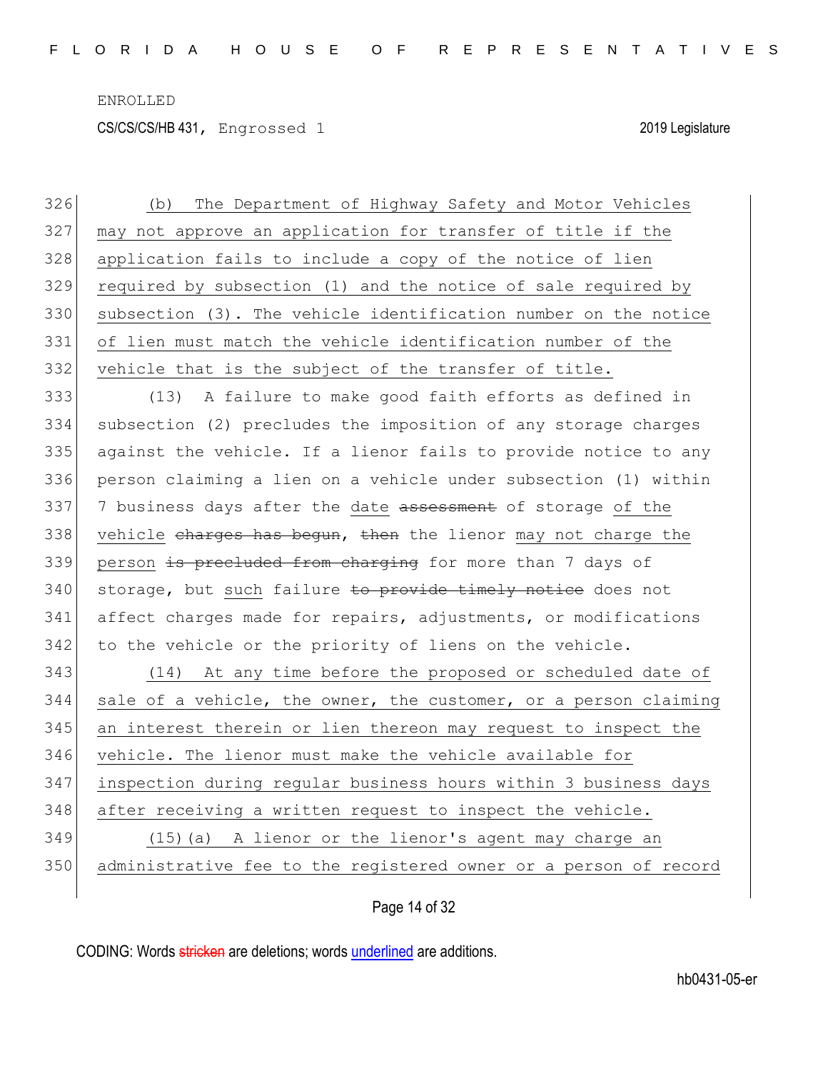(b) The Department of Highway Safety and Motor Vehicles may not approve an application for transfer of title if the application fails to include a copy of the notice of lien required by subsection (1) and the notice of sale required by subsection (3). The vehicle identification number on the notice of lien must match the vehicle identification number of the vehicle that is the subject of the transfer of title.

(13) A failure to make good faith efforts as defined in subsection (2) precludes the imposition of any storage charges against the vehicle. If a lienor fails to provide notice to any person claiming a lien on a vehicle under subsection (1) within 7 business days after the date ~~assessment~~ of storage of the vehicle ~~charges has begun~~, ~~then~~ the lienor may not charge the person ~~is precluded from charging~~ for more than 7 days of storage, but such failure ~~to provide timely notice~~ does not affect charges made for repairs, adjustments, or modifications to the vehicle or the priority of liens on the vehicle.

(14) At any time before the proposed or scheduled date of sale of a vehicle, the owner, the customer, or a person claiming an interest therein or lien thereon may request to inspect the vehicle. The lienor must make the vehicle available for inspection during regular business hours within 3 business days after receiving a written request to inspect the vehicle.

(15)(a) A lienor or the lienor's agent may charge an administrative fee to the registered owner or a person of record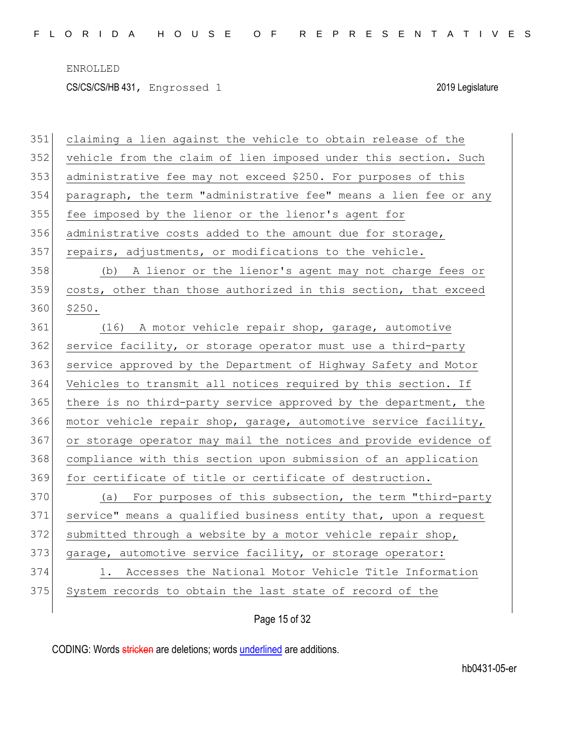claiming a lien against the vehicle to obtain release of the vehicle from the claim of lien imposed under this section. Such administrative fee may not exceed $250. For purposes of this paragraph, the term "administrative fee" means a lien fee or any fee imposed by the lienor or the lienor's agent for administrative costs added to the amount due for storage, repairs, adjustments, or modifications to the vehicle.

(b) A lienor or the lienor's agent may not charge fees or costs, other than those authorized in this section, that exceed $250.

(16) A motor vehicle repair shop, garage, automotive service facility, or storage operator must use a third-party service approved by the Department of Highway Safety and Motor Vehicles to transmit all notices required by this section. If there is no third-party service approved by the department, the motor vehicle repair shop, garage, automotive service facility, or storage operator may mail the notices and provide evidence of compliance with this section upon submission of an application for certificate of title or certificate of destruction.

(a) For purposes of this subsection, the term "third-party service" means a qualified business entity that, upon a request submitted through a website by a motor vehicle repair shop, garage, automotive service facility, or storage operator:

1. Accesses the National Motor Vehicle Title Information System records to obtain the last state of record of the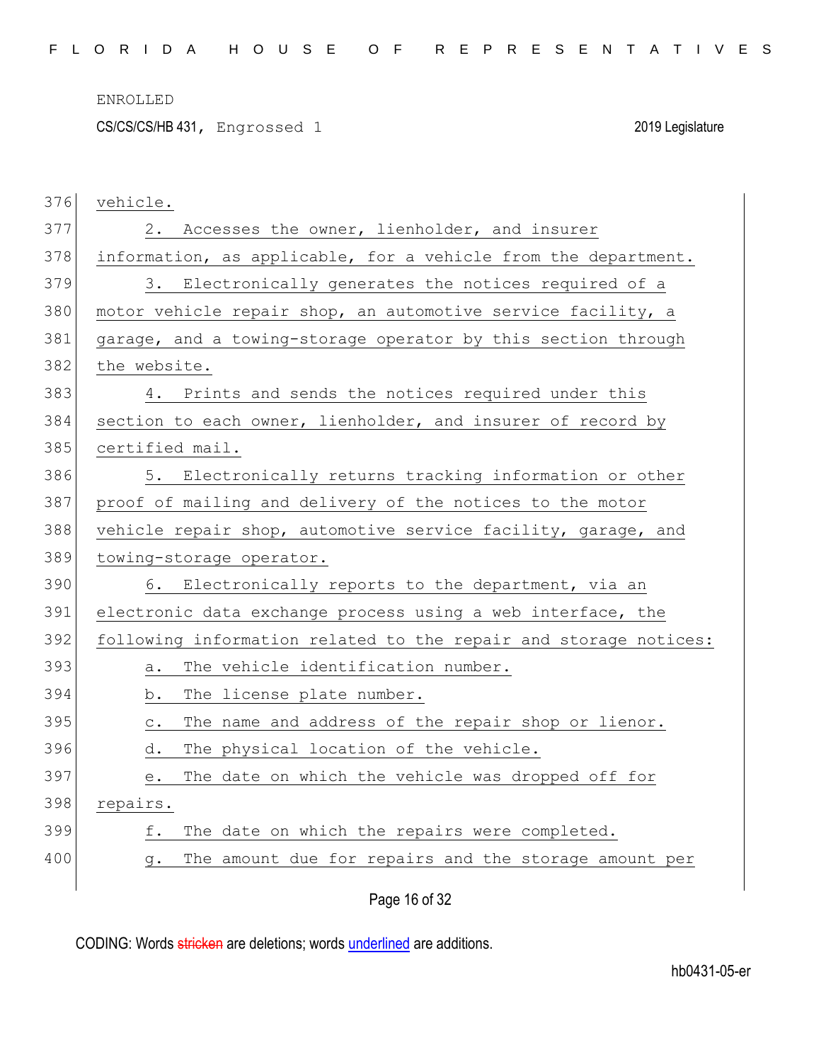vehicle.

2. Accesses the owner, lienholder, and insurer information, as applicable, for a vehicle from the department.

3. Electronically generates the notices required of a motor vehicle repair shop, an automotive service facility, a garage, and a towing-storage operator by this section through the website.

4. Prints and sends the notices required under this section to each owner, lienholder, and insurer of record by certified mail.

5. Electronically returns tracking information or other proof of mailing and delivery of the notices to the motor vehicle repair shop, automotive service facility, garage, and towing-storage operator.

6. Electronically reports to the department, via an electronic data exchange process using a web interface, the following information related to the repair and storage notices:

a. The vehicle identification number.

b. The license plate number.

c. The name and address of the repair shop or lienor.

d. The physical location of the vehicle.

e. The date on which the vehicle was dropped off for repairs.

f. The date on which the repairs were completed.

g. The amount due for repairs and the storage amount per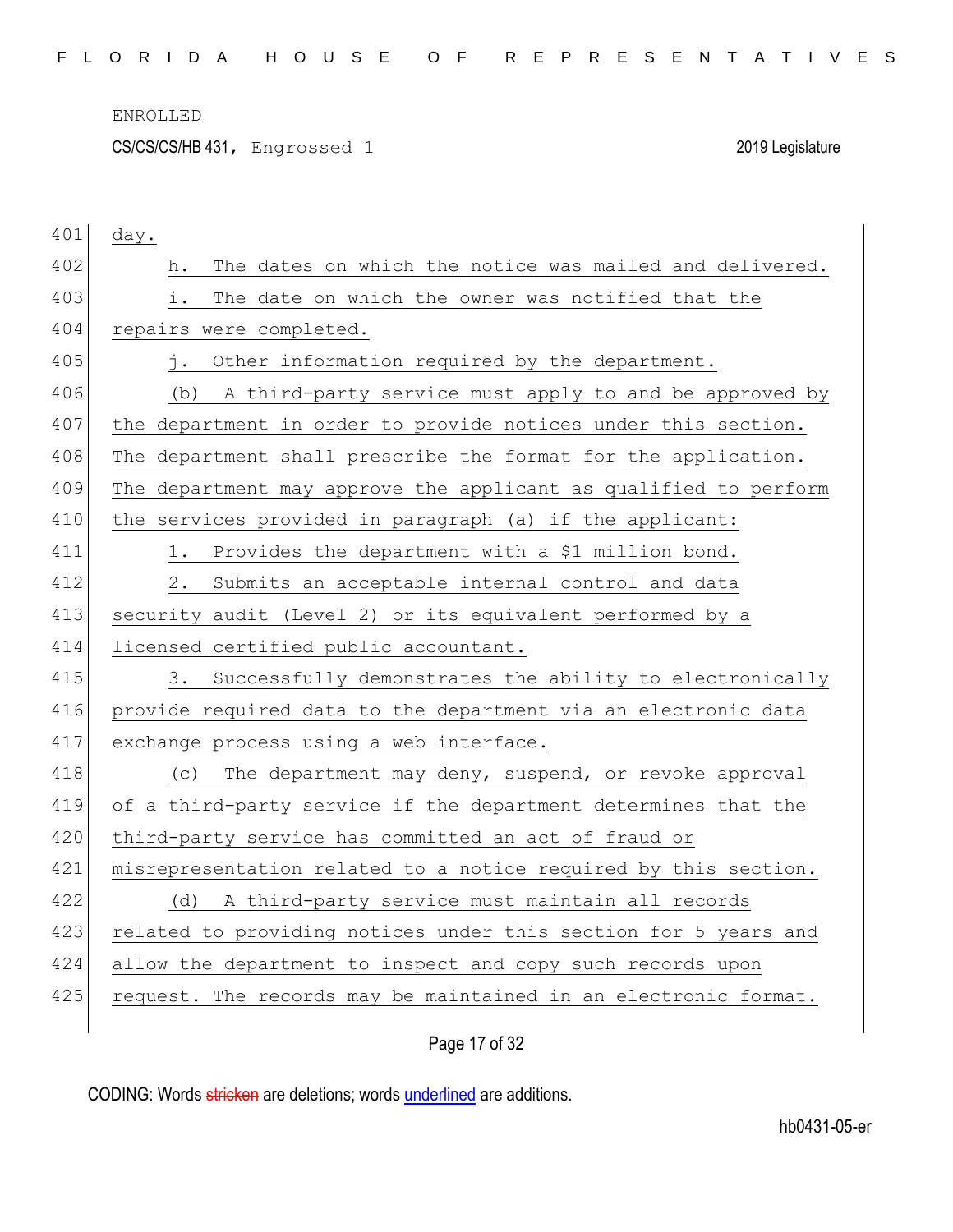day.

h. The dates on which the notice was mailed and delivered.

i. The date on which the owner was notified that the repairs were completed.

j. Other information required by the department.

(b) A third-party service must apply to and be approved by the department in order to provide notices under this section. The department shall prescribe the format for the application. The department may approve the applicant as qualified to perform the services provided in paragraph (a) if the applicant:

1. Provides the department with a $1 million bond.

2. Submits an acceptable internal control and data security audit (Level 2) or its equivalent performed by a licensed certified public accountant.

3. Successfully demonstrates the ability to electronically provide required data to the department via an electronic data exchange process using a web interface.

(c) The department may deny, suspend, or revoke approval of a third-party service if the department determines that the third-party service has committed an act of fraud or misrepresentation related to a notice required by this section.

(d) A third-party service must maintain all records related to providing notices under this section for 5 years and allow the department to inspect and copy such records upon request. The records may be maintained in an electronic format.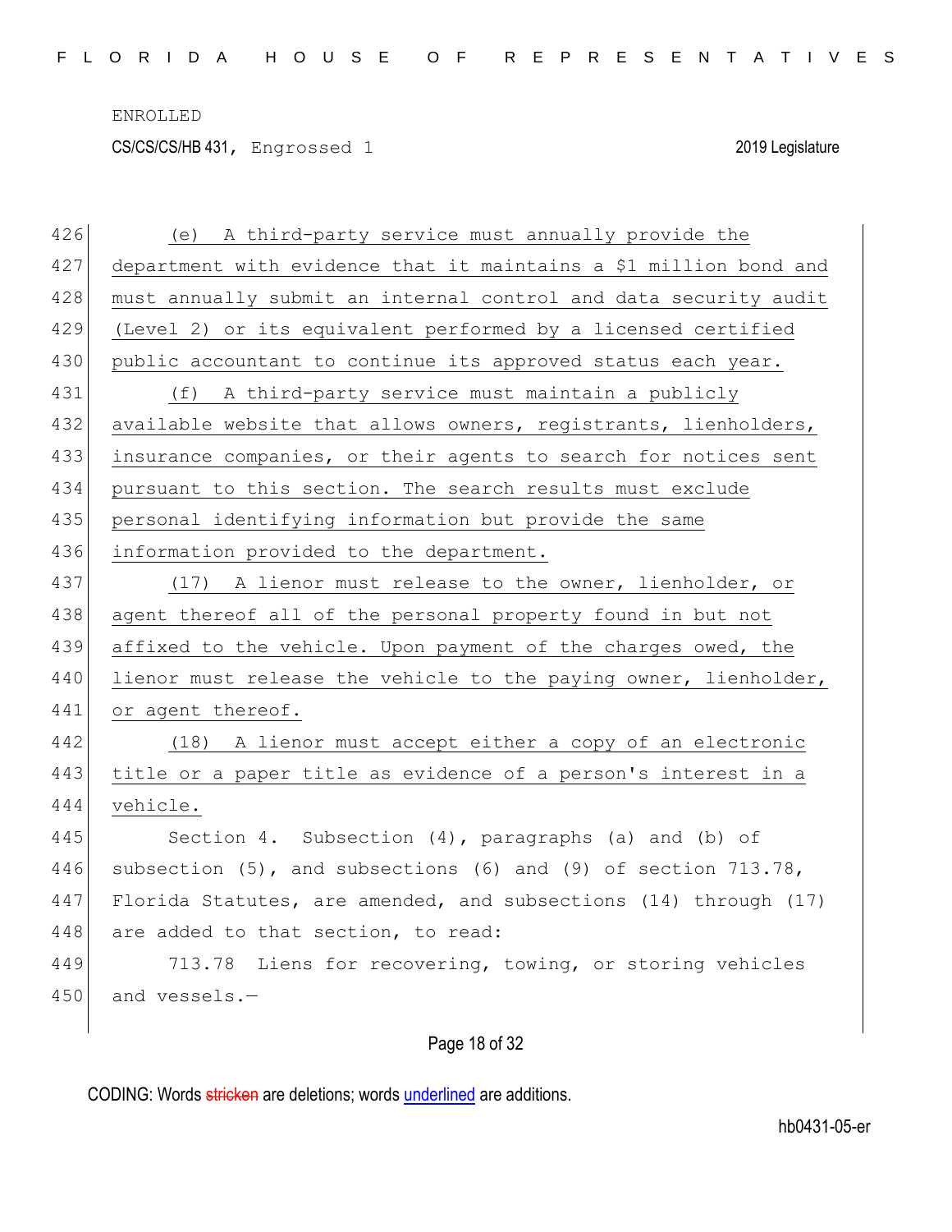(e) A third-party service must annually provide the department with evidence that it maintains a $1 million bond and must annually submit an internal control and data security audit (Level 2) or its equivalent performed by a licensed certified public accountant to continue its approved status each year.

(f) A third-party service must maintain a publicly available website that allows owners, registrants, lienholders, insurance companies, or their agents to search for notices sent pursuant to this section. The search results must exclude personal identifying information but provide the same information provided to the department.

(17) A lienor must release to the owner, lienholder, or agent thereof all of the personal property found in but not affixed to the vehicle. Upon payment of the charges owed, the lienor must release the vehicle to the paying owner, lienholder, or agent thereof.

(18) A lienor must accept either a copy of an electronic title or a paper title as evidence of a person's interest in a vehicle.

Section 4. Subsection (4), paragraphs (a) and (b) of subsection (5), and subsections (6) and (9) of section 713.78, Florida Statutes, are amended, and subsections (14) through (17) are added to that section, to read:

713.78 Liens for recovering, towing, or storing vehicles and vessels.—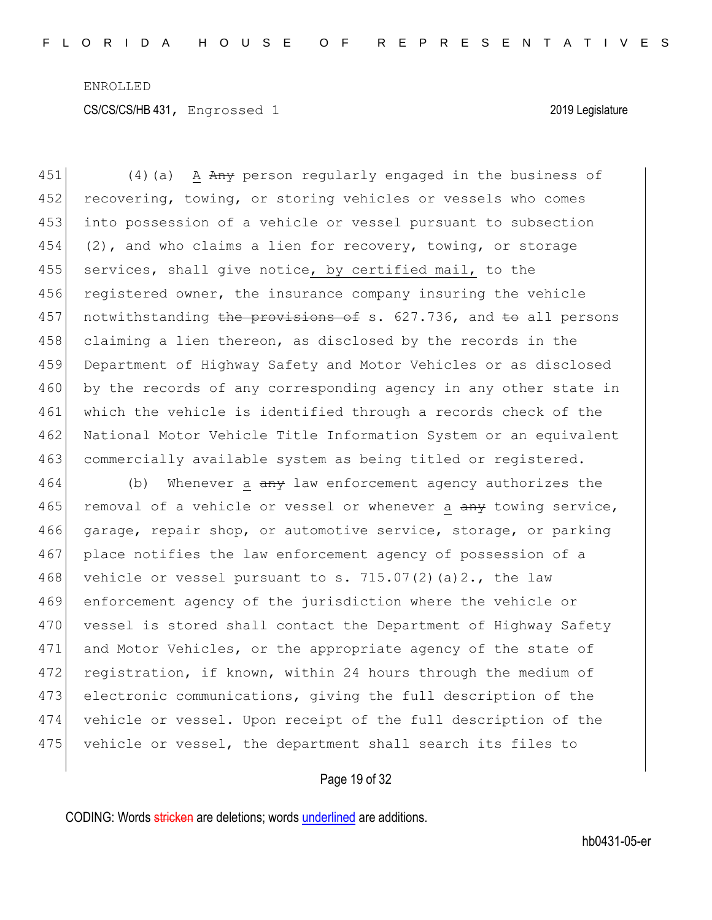(4)(a) A ~~Any~~ person regularly engaged in the business of recovering, towing, or storing vehicles or vessels who comes into possession of a vehicle or vessel pursuant to subsection (2), and who claims a lien for recovery, towing, or storage services, shall give notice, by certified mail, to the registered owner, the insurance company insuring the vehicle notwithstanding ~~the provisions of~~ s. 627.736, and ~~to~~ all persons claiming a lien thereon, as disclosed by the records in the Department of Highway Safety and Motor Vehicles or as disclosed by the records of any corresponding agency in any other state in which the vehicle is identified through a records check of the National Motor Vehicle Title Information System or an equivalent commercially available system as being titled or registered.

(b) Whenever a ~~any~~ law enforcement agency authorizes the removal of a vehicle or vessel or whenever a ~~any~~ towing service, garage, repair shop, or automotive service, storage, or parking place notifies the law enforcement agency of possession of a vehicle or vessel pursuant to s. 715.07(2)(a)2., the law enforcement agency of the jurisdiction where the vehicle or vessel is stored shall contact the Department of Highway Safety and Motor Vehicles, or the appropriate agency of the state of registration, if known, within 24 hours through the medium of electronic communications, giving the full description of the vehicle or vessel. Upon receipt of the full description of the vehicle or vessel, the department shall search its files to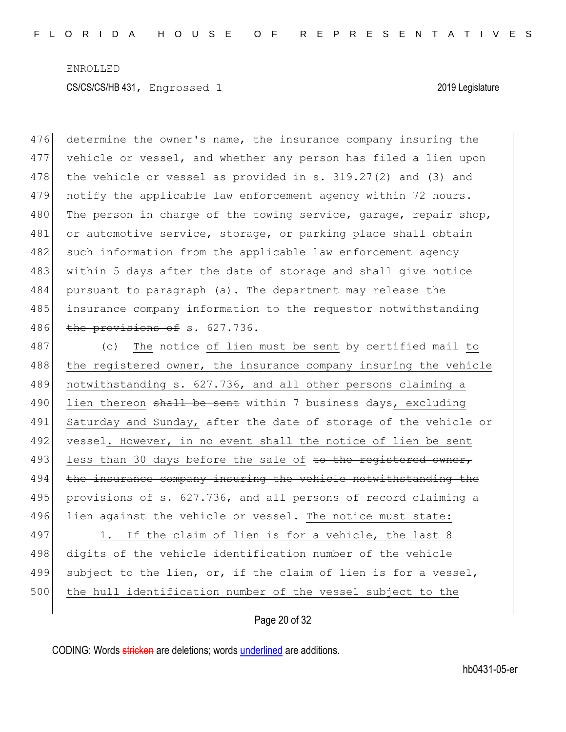determine the owner's name, the insurance company insuring the vehicle or vessel, and whether any person has filed a lien upon the vehicle or vessel as provided in s. 319.27(2) and (3) and notify the applicable law enforcement agency within 72 hours. The person in charge of the towing service, garage, repair shop, or automotive service, storage, or parking place shall obtain such information from the applicable law enforcement agency within 5 days after the date of storage and shall give notice pursuant to paragraph (a). The department may release the insurance company information to the requestor notwithstanding ~~the provisions of~~ s. 627.736.

(c) The notice of lien must be sent by certified mail to the registered owner, the insurance company insuring the vehicle notwithstanding s. 627.736, and all other persons claiming a lien thereon ~~shall be sent~~ within 7 business days, excluding Saturday and Sunday, after the date of storage of the vehicle or vessel. However, in no event shall the notice of lien be sent less than 30 days before the sale of ~~to the registered owner, the insurance company insuring the vehicle notwithstanding the provisions of s. 627.736, and all persons of record claiming a lien against~~ the vehicle or vessel. The notice must state:

1. If the claim of lien is for a vehicle, the last 8 digits of the vehicle identification number of the vehicle subject to the lien, or, if the claim of lien is for a vessel, the hull identification number of the vessel subject to the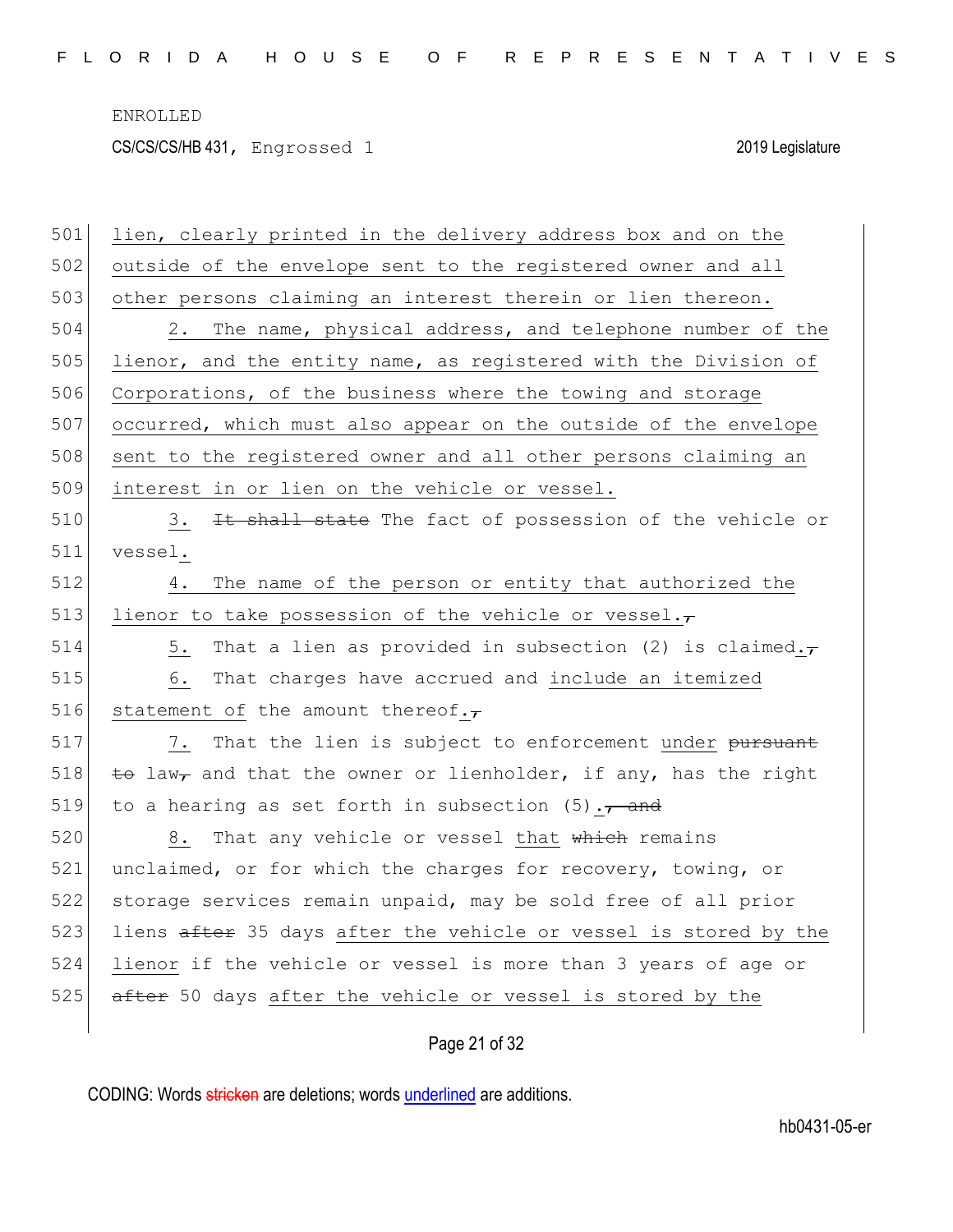lien, clearly printed in the delivery address box and on the outside of the envelope sent to the registered owner and all other persons claiming an interest therein or lien thereon.

2. The name, physical address, and telephone number of the lienor, and the entity name, as registered with the Division of Corporations, of the business where the towing and storage occurred, which must also appear on the outside of the envelope sent to the registered owner and all other persons claiming an interest in or lien on the vehicle or vessel.

3. ~~It shall state~~ The fact of possession of the vehicle or vessel.

4. The name of the person or entity that authorized the lienor to take possession of the vehicle or vessel.~~,~~

5. That a lien as provided in subsection (2) is claimed.~~,~~

6. That charges have accrued and include an itemized statement of the amount thereof.~~,~~

7. That the lien is subject to enforcement under ~~pursuant to~~ law~~,~~ and that the owner or lienholder, if any, has the right to a hearing as set forth in subsection (5).~~, and~~

8. That any vehicle or vessel that ~~which~~ remains unclaimed, or for which the charges for recovery, towing, or storage services remain unpaid, may be sold free of all prior liens ~~after~~ 35 days after the vehicle or vessel is stored by the lienor if the vehicle or vessel is more than 3 years of age or ~~after~~ 50 days after the vehicle or vessel is stored by the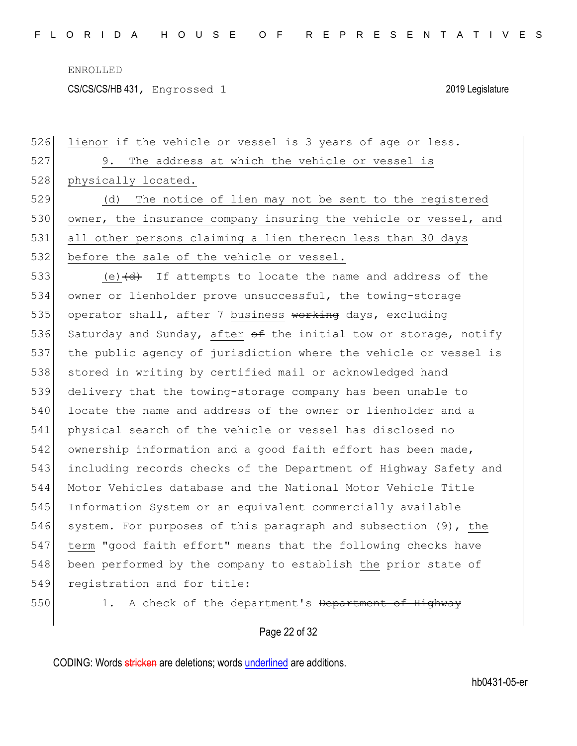lienor if the vehicle or vessel is 3 years of age or less.

9. The address at which the vehicle or vessel is physically located.

(d) The notice of lien may not be sent to the registered owner, the insurance company insuring the vehicle or vessel, and all other persons claiming a lien thereon less than 30 days before the sale of the vehicle or vessel.

(e) ~~(d)~~ If attempts to locate the name and address of the owner or lienholder prove unsuccessful, the towing-storage operator shall, after 7 business ~~working~~ days, excluding Saturday and Sunday, after ~~of~~ the initial tow or storage, notify the public agency of jurisdiction where the vehicle or vessel is stored in writing by certified mail or acknowledged hand delivery that the towing-storage company has been unable to locate the name and address of the owner or lienholder and a physical search of the vehicle or vessel has disclosed no ownership information and a good faith effort has been made, including records checks of the Department of Highway Safety and Motor Vehicles database and the National Motor Vehicle Title Information System or an equivalent commercially available system. For purposes of this paragraph and subsection (9), the term "good faith effort" means that the following checks have been performed by the company to establish the prior state of registration and for title:

1. A check of the department's ~~Department of Highway~~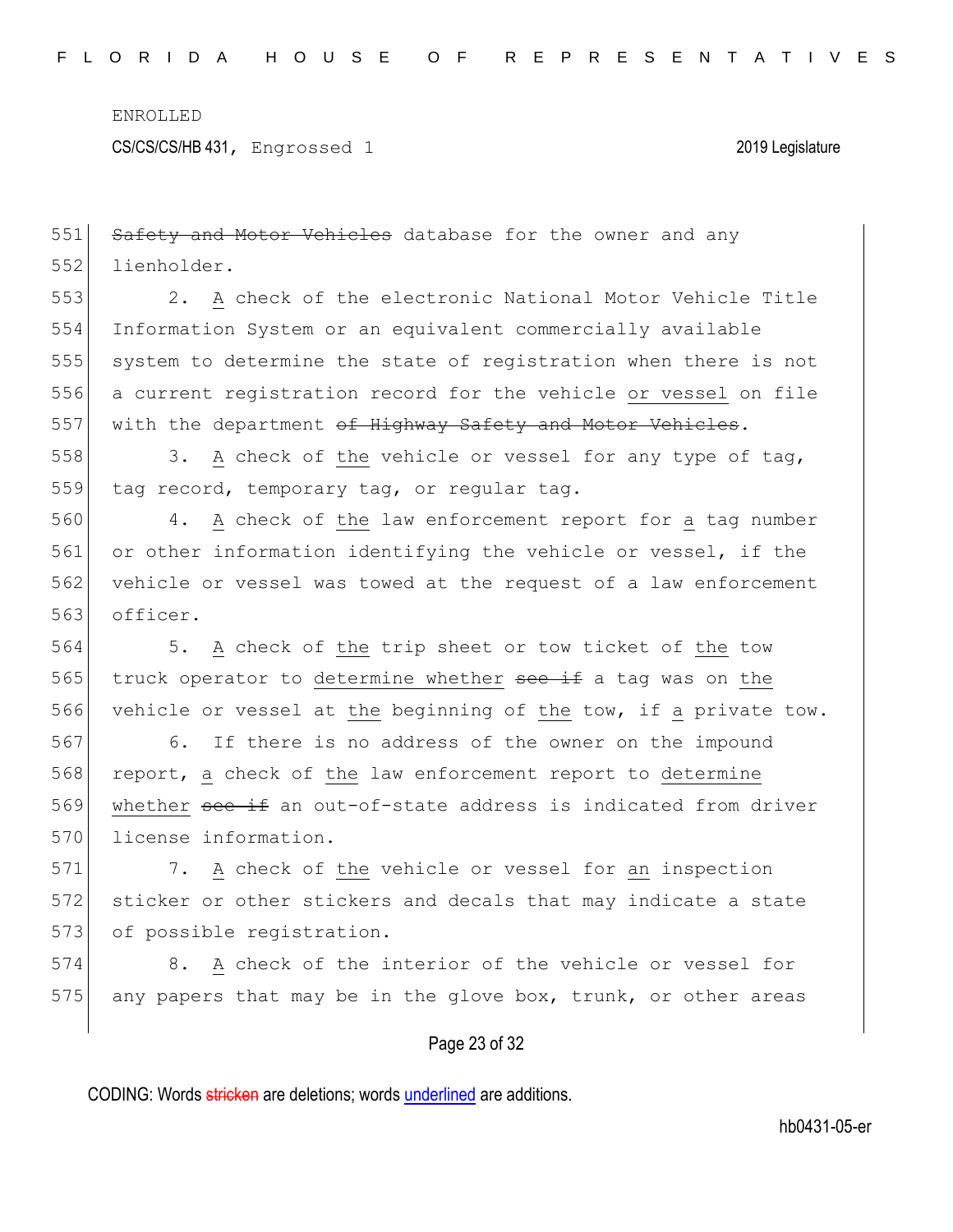ENROLLED

CS/CS/CS/HB 431, Engrossed 1 2019 Legislature

551 ~~Safety and Motor Vehicles~~ database for the owner and any
552 lienholder.

553 2. <u>A</u> check of the electronic National Motor Vehicle Title
554 Information System or an equivalent commercially available
555 system to determine the state of registration when there is not
556 a current registration record for the vehicle <u>or vessel</u> on file
557 with the department ~~of Highway Safety and Motor Vehicles~~.

558 3. <u>A</u> check of <u>the</u> vehicle or vessel for any type of tag,
559 tag record, temporary tag, or regular tag.

560 4. <u>A</u> check of <u>the</u> law enforcement report for <u>a</u> tag number
561 or other information identifying the vehicle or vessel, if the
562 vehicle or vessel was towed at the request of a law enforcement
563 officer.

564 5. <u>A</u> check of <u>the</u> trip sheet or tow ticket of <u>the</u> tow
565 truck operator to <u>determine whether</u> ~~see if~~ a tag was on <u>the</u>
566 vehicle or vessel at <u>the</u> beginning of <u>the</u> tow, if <u>a</u> private tow.

567 6. If there is no address of the owner on the impound
568 report, <u>a</u> check of <u>the</u> law enforcement report to <u>determine</u>
569 <u>whether</u> ~~see if~~ an out-of-state address is indicated from driver
570 license information.

571 7. <u>A</u> check of <u>the</u> vehicle or vessel for <u>an</u> inspection
572 sticker or other stickers and decals that may indicate a state
573 of possible registration.

574 8. <u>A</u> check of the interior of the vehicle or vessel for
575 any papers that may be in the glove box, trunk, or other areas

CODING: Words ~~stricken~~ are deletions; words <u>underlined</u> are additions.

hb0431-05-er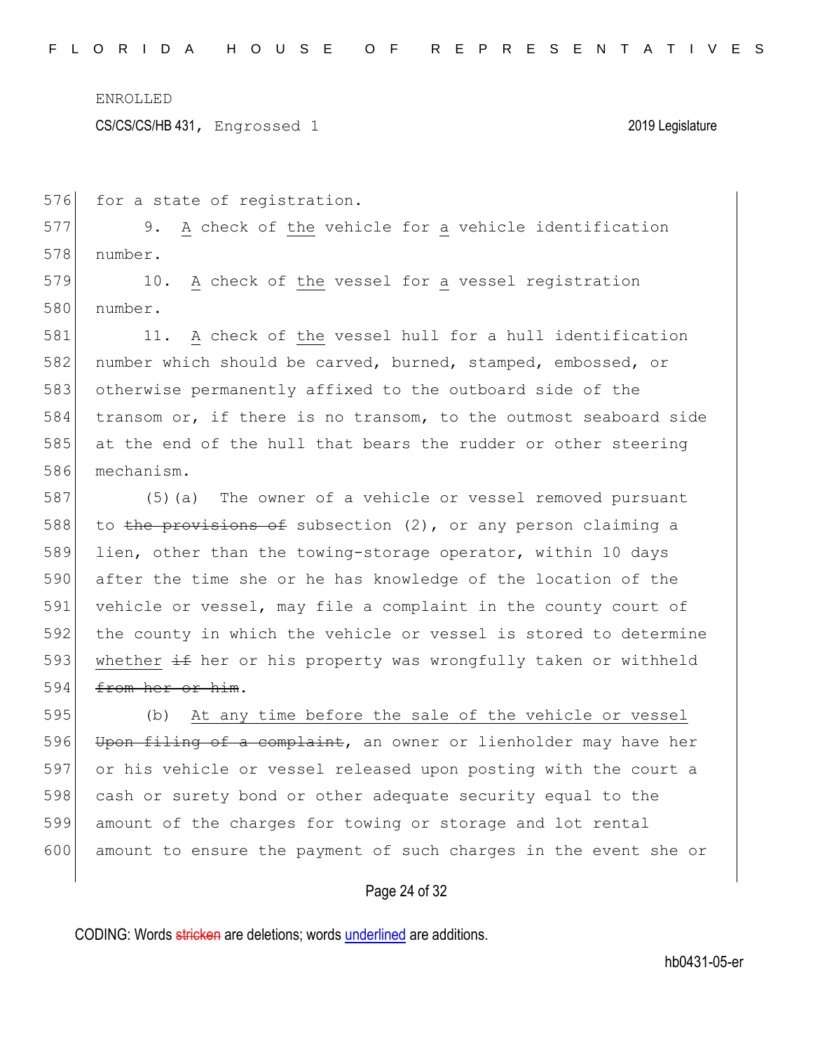for a state of registration.

9. A check of the vehicle for a vehicle identification number.

10. A check of the vessel for a vessel registration number.

11. A check of the vessel hull for a hull identification number which should be carved, burned, stamped, embossed, or otherwise permanently affixed to the outboard side of the transom or, if there is no transom, to the outmost seaboard side at the end of the hull that bears the rudder or other steering mechanism.

(5)(a) The owner of a vehicle or vessel removed pursuant to ~~the provisions of~~ subsection (2), or any person claiming a lien, other than the towing-storage operator, within 10 days after the time she or he has knowledge of the location of the vehicle or vessel, may file a complaint in the county court of the county in which the vehicle or vessel is stored to determine whether ~~if~~ her or his property was wrongfully taken or withheld ~~from her or him~~.

(b) At any time before the sale of the vehicle or vessel ~~Upon filing of a complaint~~, an owner or lienholder may have her or his vehicle or vessel released upon posting with the court a cash or surety bond or other adequate security equal to the amount of the charges for towing or storage and lot rental amount to ensure the payment of such charges in the event she or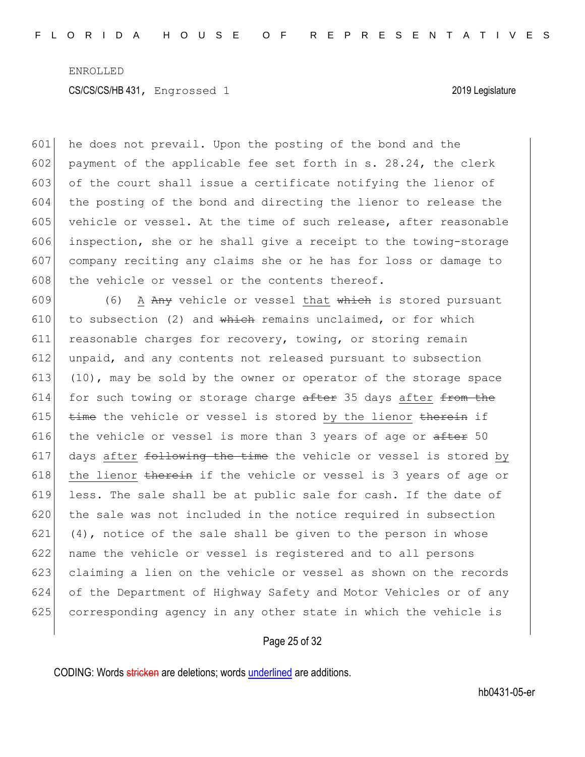he does not prevail. Upon the posting of the bond and the payment of the applicable fee set forth in s. 28.24, the clerk of the court shall issue a certificate notifying the lienor of the posting of the bond and directing the lienor to release the vehicle or vessel. At the time of such release, after reasonable inspection, she or he shall give a receipt to the towing-storage company reciting any claims she or he has for loss or damage to the vehicle or vessel or the contents thereof.

(6) A ~~Any~~ vehicle or vessel that ~~which~~ is stored pursuant to subsection (2) and ~~which~~ remains unclaimed, or for which reasonable charges for recovery, towing, or storing remain unpaid, and any contents not released pursuant to subsection (10), may be sold by the owner or operator of the storage space for such towing or storage charge ~~after~~ 35 days after ~~from the time~~ the vehicle or vessel is stored by the lienor ~~therein~~ if the vehicle or vessel is more than 3 years of age or ~~after~~ 50 days after ~~following the time~~ the vehicle or vessel is stored by the lienor ~~therein~~ if the vehicle or vessel is 3 years of age or less. The sale shall be at public sale for cash. If the date of the sale was not included in the notice required in subsection (4), notice of the sale shall be given to the person in whose name the vehicle or vessel is registered and to all persons claiming a lien on the vehicle or vessel as shown on the records of the Department of Highway Safety and Motor Vehicles or of any corresponding agency in any other state in which the vehicle is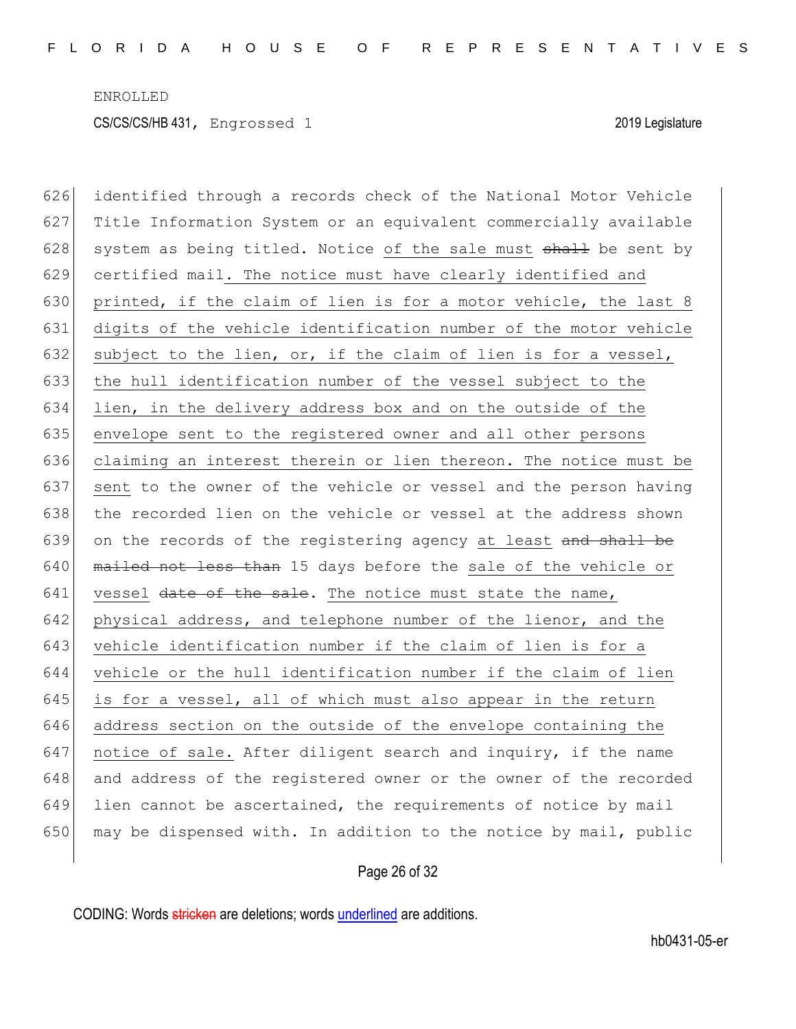626 identified through a records check of the National Motor Vehicle
627 Title Information System or an equivalent commercially available
628 system as being titled. Notice <u>of the sale must</u> ~~shall~~ be sent by
629 certified mail<u>. The notice must have clearly identified and</u>
630 <u>printed, if the claim of lien is for a motor vehicle, the last 8</u>
631 <u>digits of the vehicle identification number of the motor vehicle</u>
632 <u>subject to the lien, or, if the claim of lien is for a vessel,</u>
633 <u>the hull identification number of the vessel subject to the</u>
634 <u>lien, in the delivery address box and on the outside of the</u>
635 <u>envelope sent to the registered owner and all other persons</u>
636 <u>claiming an interest therein or lien thereon. The notice must be</u>
637 <u>sent</u> to the owner of the vehicle or vessel and the person having
638 the recorded lien on the vehicle or vessel at the address shown
639 on the records of the registering agency <u>at least</u> ~~and shall be~~
640 ~~mailed not less than~~ 15 days before the <u>sale of the vehicle or</u>
641 <u>vessel</u> ~~date of the sale~~. <u>The notice must state the name,</u>
642 <u>physical address, and telephone number of the lienor, and the</u>
643 <u>vehicle identification number if the claim of lien is for a</u>
644 <u>vehicle or the hull identification number if the claim of lien</u>
645 <u>is for a vessel, all of which must also appear in the return</u>
646 <u>address section on the outside of the envelope containing the</u>
647 <u>notice of sale.</u> After diligent search and inquiry, if the name
648 and address of the registered owner or the owner of the recorded
649 lien cannot be ascertained, the requirements of notice by mail
650 may be dispensed with. In addition to the notice by mail, public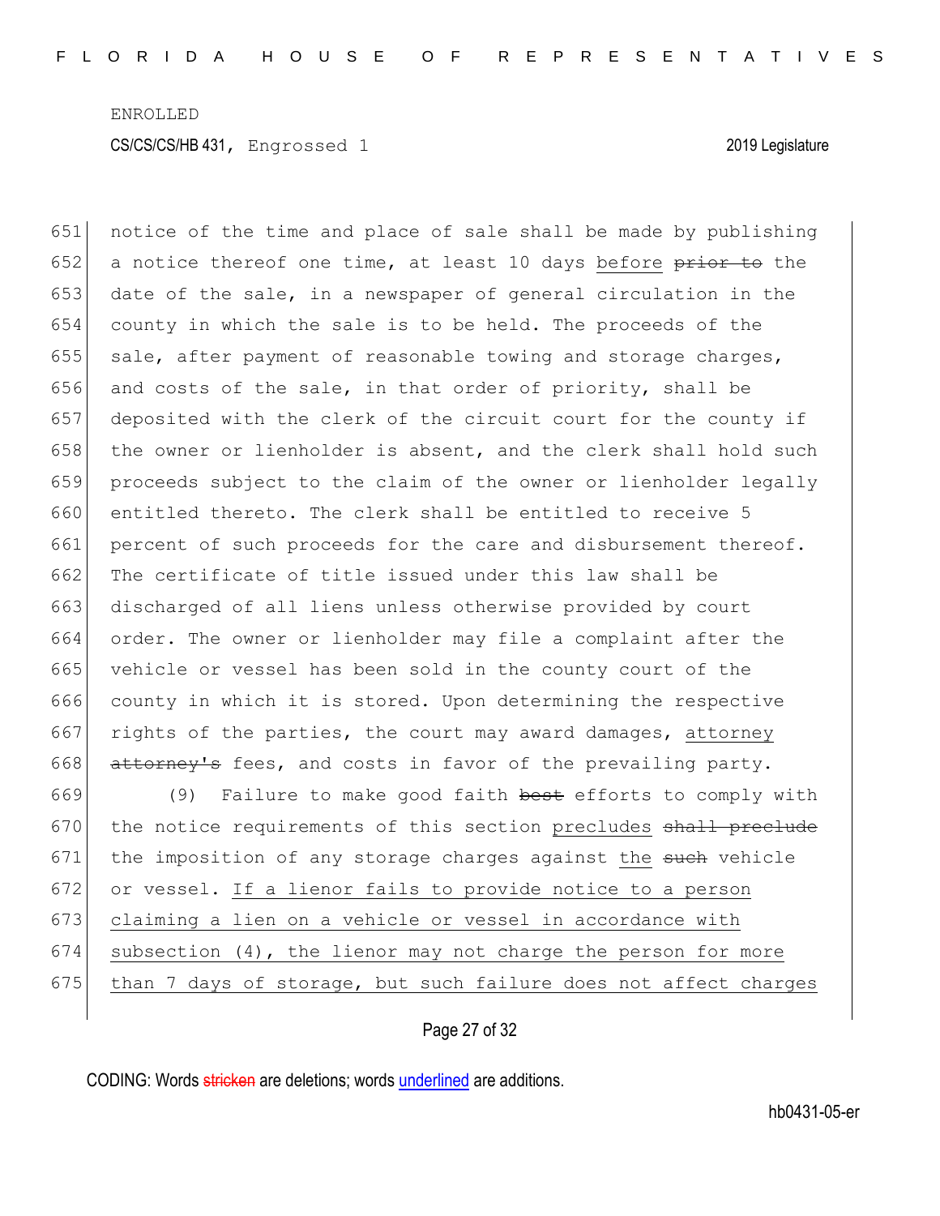notice of the time and place of sale shall be made by publishing a notice thereof one time, at least 10 days before ~~prior to~~ the date of the sale, in a newspaper of general circulation in the county in which the sale is to be held. The proceeds of the sale, after payment of reasonable towing and storage charges, and costs of the sale, in that order of priority, shall be deposited with the clerk of the circuit court for the county if the owner or lienholder is absent, and the clerk shall hold such proceeds subject to the claim of the owner or lienholder legally entitled thereto. The clerk shall be entitled to receive 5 percent of such proceeds for the care and disbursement thereof. The certificate of title issued under this law shall be discharged of all liens unless otherwise provided by court order. The owner or lienholder may file a complaint after the vehicle or vessel has been sold in the county court of the county in which it is stored. Upon determining the respective rights of the parties, the court may award damages, attorney ~~attorney's~~ fees, and costs in favor of the prevailing party.

(9) Failure to make good faith ~~best~~ efforts to comply with the notice requirements of this section precludes ~~shall preclude~~ the imposition of any storage charges against the ~~such~~ vehicle or vessel. If a lienor fails to provide notice to a person claiming a lien on a vehicle or vessel in accordance with subsection (4), the lienor may not charge the person for more than 7 days of storage, but such failure does not affect charges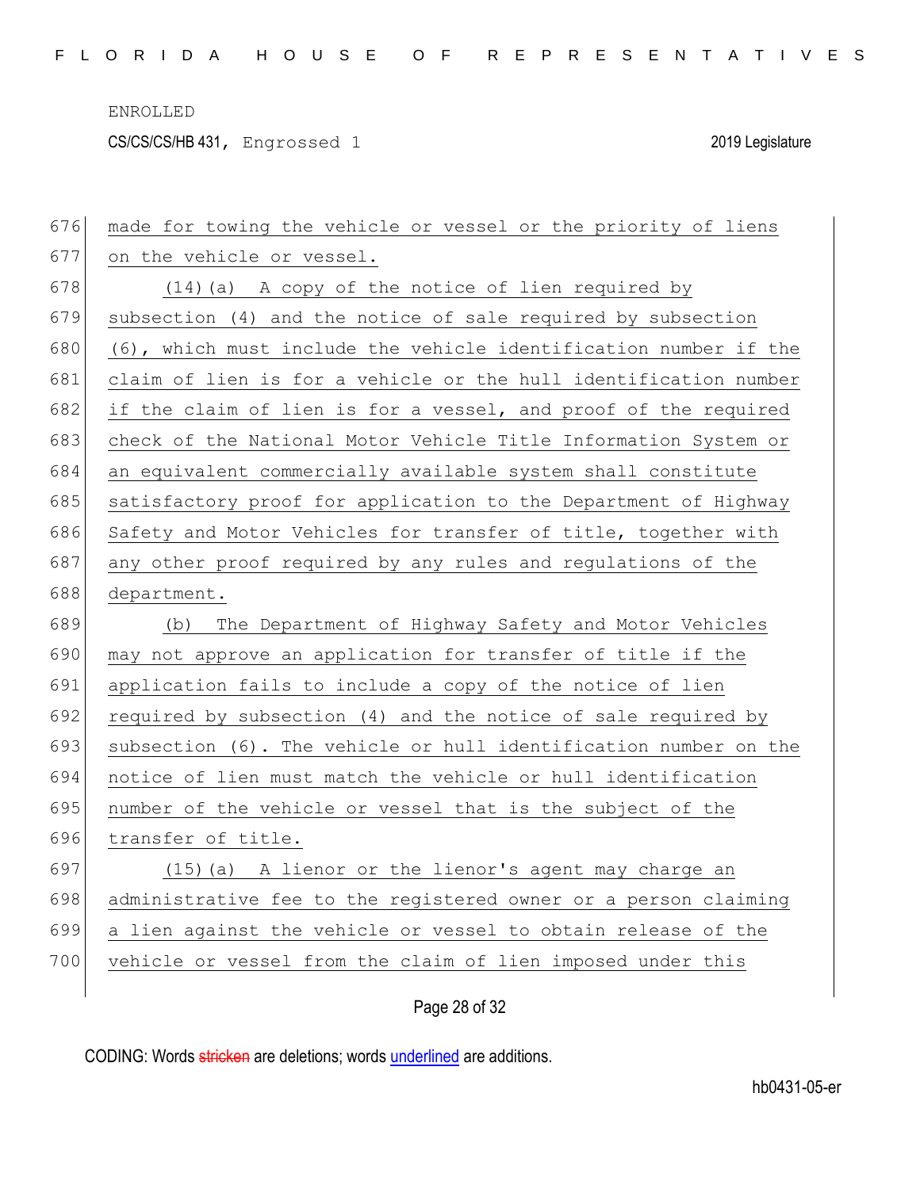made for towing the vehicle or vessel or the priority of liens on the vehicle or vessel.

(14)(a) A copy of the notice of lien required by subsection (4) and the notice of sale required by subsection (6), which must include the vehicle identification number if the claim of lien is for a vehicle or the hull identification number if the claim of lien is for a vessel, and proof of the required check of the National Motor Vehicle Title Information System or an equivalent commercially available system shall constitute satisfactory proof for application to the Department of Highway Safety and Motor Vehicles for transfer of title, together with any other proof required by any rules and regulations of the department.

(b) The Department of Highway Safety and Motor Vehicles may not approve an application for transfer of title if the application fails to include a copy of the notice of lien required by subsection (4) and the notice of sale required by subsection (6). The vehicle or hull identification number on the notice of lien must match the vehicle or hull identification number of the vehicle or vessel that is the subject of the transfer of title.

(15)(a) A lienor or the lienor's agent may charge an administrative fee to the registered owner or a person claiming a lien against the vehicle or vessel to obtain release of the vehicle or vessel from the claim of lien imposed under this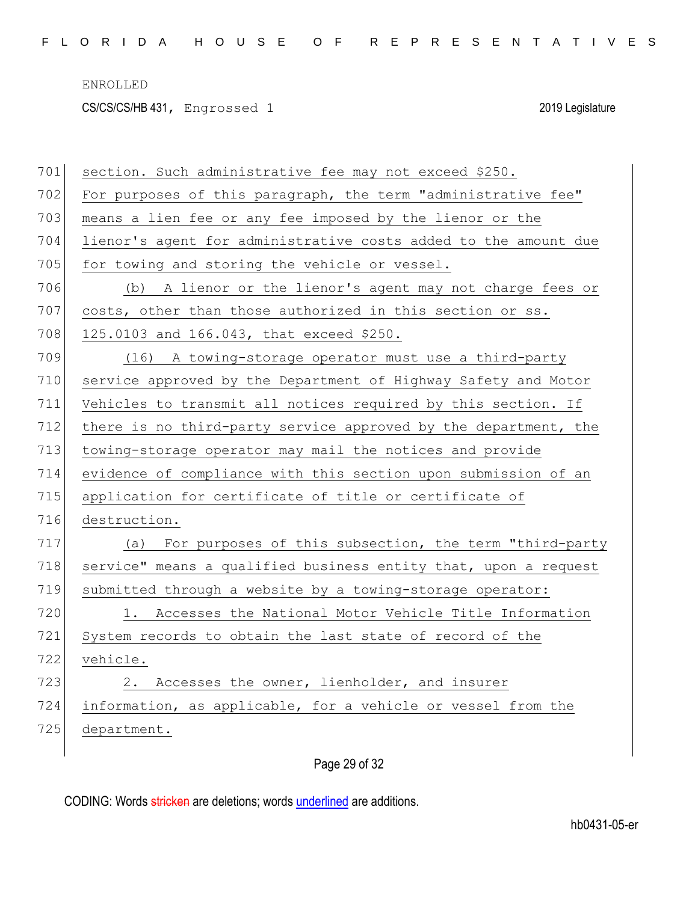ENROLLED

CS/CS/CS/HB 431, Engrossed 1 2019 Legislature

701 section. Such administrative fee may not exceed $250.
702 For purposes of this paragraph, the term "administrative fee"
703 means a lien fee or any fee imposed by the lienor or the
704 lienor's agent for administrative costs added to the amount due
705 for towing and storing the vehicle or vessel.
706 (b) A lienor or the lienor's agent may not charge fees or
707 costs, other than those authorized in this section or ss.
708 125.0103 and 166.043, that exceed $250.
709 (16) A towing-storage operator must use a third-party
710 service approved by the Department of Highway Safety and Motor
711 Vehicles to transmit all notices required by this section. If
712 there is no third-party service approved by the department, the
713 towing-storage operator may mail the notices and provide
714 evidence of compliance with this section upon submission of an
715 application for certificate of title or certificate of
716 destruction.
717 (a) For purposes of this subsection, the term "third-party
718 service" means a qualified business entity that, upon a request
719 submitted through a website by a towing-storage operator:
720 1. Accesses the National Motor Vehicle Title Information
721 System records to obtain the last state of record of the
722 vehicle.
723 2. Accesses the owner, lienholder, and insurer
724 information, as applicable, for a vehicle or vessel from the
725 department.

CODING: Words stricken are deletions; words underlined are additions.

hb0431-05-er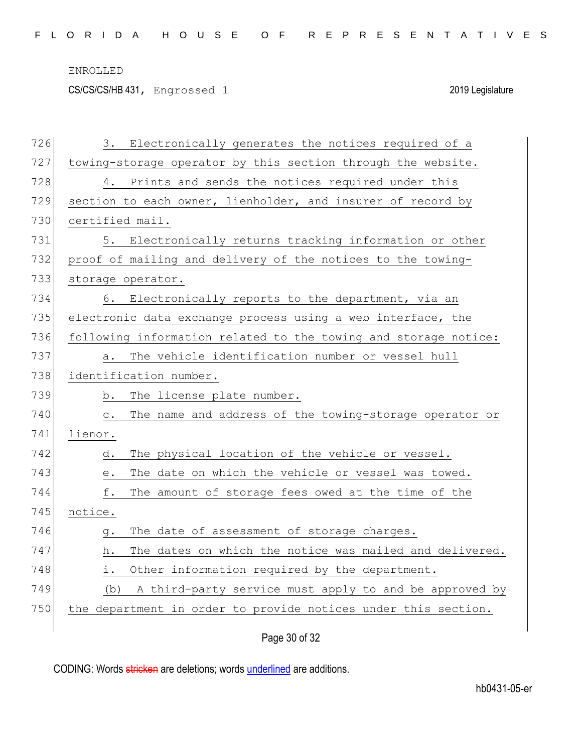3. Electronically generates the notices required of a towing-storage operator by this section through the website.

4. Prints and sends the notices required under this section to each owner, lienholder, and insurer of record by certified mail.

5. Electronically returns tracking information or other proof of mailing and delivery of the notices to the towing-storage operator.

6. Electronically reports to the department, via an electronic data exchange process using a web interface, the following information related to the towing and storage notice:

a. The vehicle identification number or vessel hull identification number.

b. The license plate number.

c. The name and address of the towing-storage operator or lienor.

d. The physical location of the vehicle or vessel.

e. The date on which the vehicle or vessel was towed.

f. The amount of storage fees owed at the time of the notice.

g. The date of assessment of storage charges.

h. The dates on which the notice was mailed and delivered.

i. Other information required by the department.

(b) A third-party service must apply to and be approved by the department in order to provide notices under this section.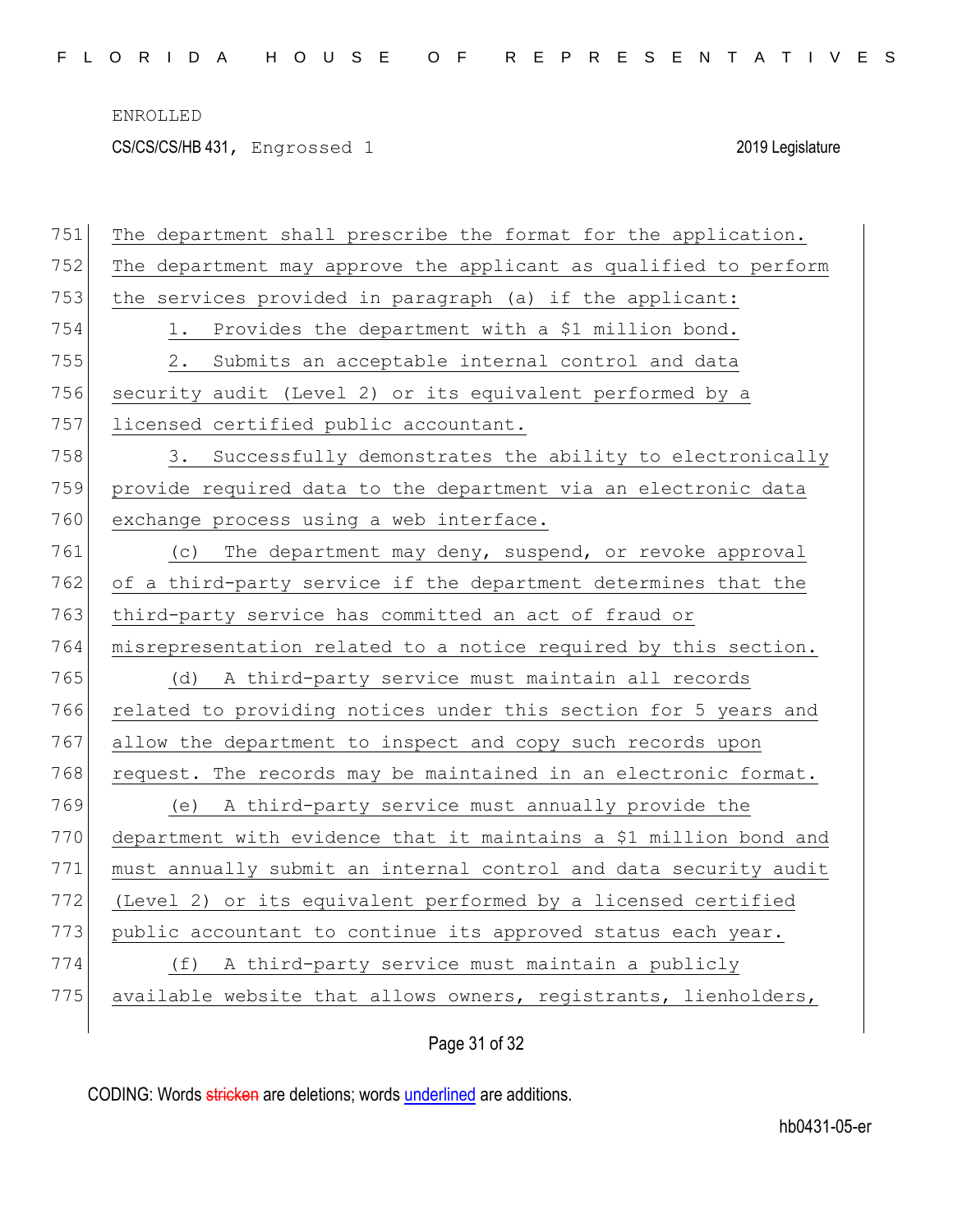The department shall prescribe the format for the application. The department may approve the applicant as qualified to perform the services provided in paragraph (a) if the applicant:

1. Provides the department with a $1 million bond.

2. Submits an acceptable internal control and data security audit (Level 2) or its equivalent performed by a licensed certified public accountant.

3. Successfully demonstrates the ability to electronically provide required data to the department via an electronic data exchange process using a web interface.

(c) The department may deny, suspend, or revoke approval of a third-party service if the department determines that the third-party service has committed an act of fraud or misrepresentation related to a notice required by this section.

(d) A third-party service must maintain all records related to providing notices under this section for 5 years and allow the department to inspect and copy such records upon request. The records may be maintained in an electronic format.

(e) A third-party service must annually provide the department with evidence that it maintains a $1 million bond and must annually submit an internal control and data security audit (Level 2) or its equivalent performed by a licensed certified public accountant to continue its approved status each year.

(f) A third-party service must maintain a publicly available website that allows owners, registrants, lienholders,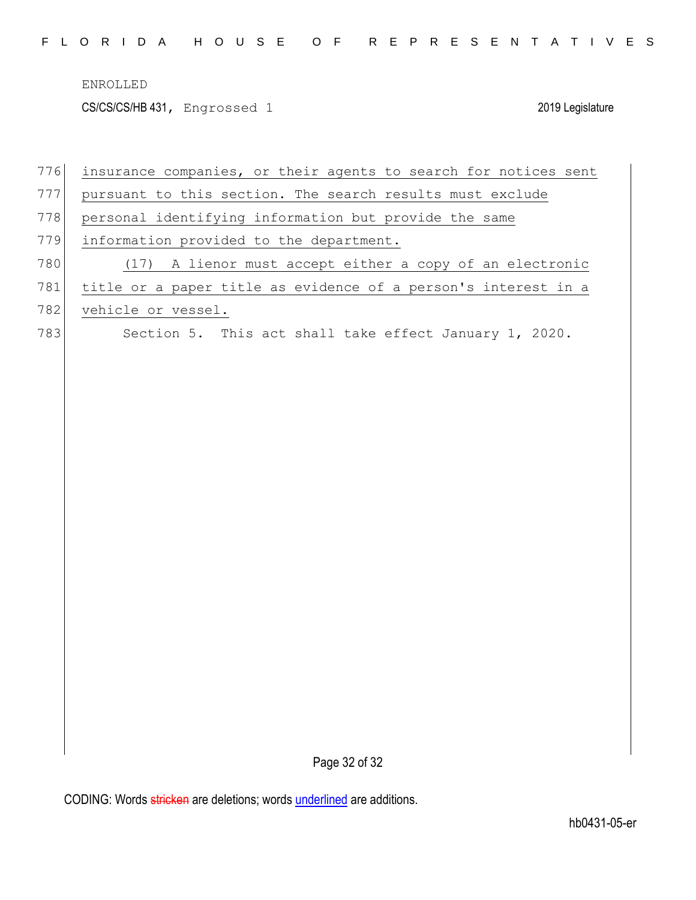ENROLLED

CS/CS/CS/HB 431, Engrossed 1 2019 Legislature

776 insurance companies, or their agents to search for notices sent
777 pursuant to this section. The search results must exclude
778 personal identifying information but provide the same
779 information provided to the department.
780 (17) A lienor must accept either a copy of an electronic
781 title or a paper title as evidence of a person's interest in a
782 vehicle or vessel.
783 Section 5. This act shall take effect January 1, 2020.

CODING: Words stricken are deletions; words underlined are additions.

hb0431-05-er